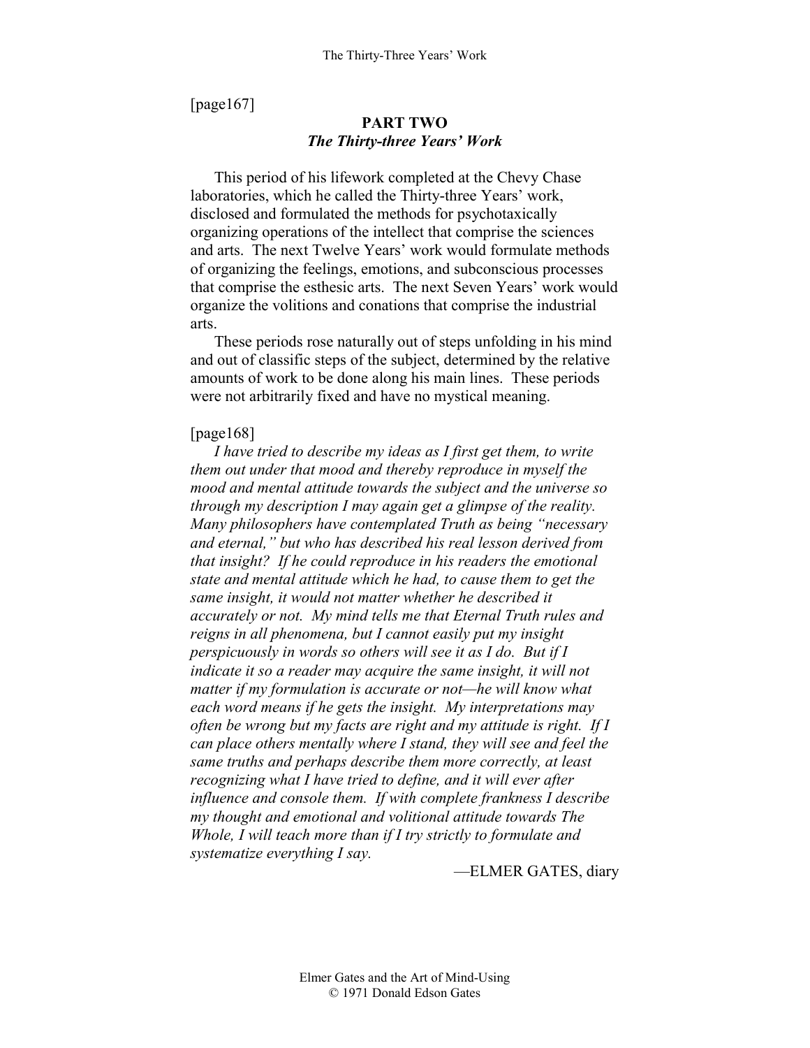[page167]

# PART TWO
## *The Thirty-three Years' Work*

This period of his lifework completed at the Chevy Chase laboratories, which he called the Thirty-three Years' work, disclosed and formulated the methods for psychotaxically organizing operations of the intellect that comprise the sciences and arts. The next Twelve Years' work would formulate methods of organizing the feelings, emotions, and subconscious processes that comprise the esthesic arts. The next Seven Years' work would organize the volitions and conations that comprise the industrial arts.

These periods rose naturally out of steps unfolding in his mind and out of classific steps of the subject, determined by the relative amounts of work to be done along his main lines. These periods were not arbitrarily fixed and have no mystical meaning.

[page168]

*I have tried to describe my ideas as I first get them, to write them out under that mood and thereby reproduce in myself the mood and mental attitude towards the subject and the universe so through my description I may again get a glimpse of the reality. Many philosophers have contemplated Truth as being "necessary and eternal," but who has described his real lesson derived from that insight? If he could reproduce in his readers the emotional state and mental attitude which he had, to cause them to get the same insight, it would not matter whether he described it accurately or not. My mind tells me that Eternal Truth rules and reigns in all phenomena, but I cannot easily put my insight perspicuously in words so others will see it as I do. But if I indicate it so a reader may acquire the same insight, it will not matter if my formulation is accurate or not—he will know what each word means if he gets the insight. My interpretations may often be wrong but my facts are right and my attitude is right. If I can place others mentally where I stand, they will see and feel the same truths and perhaps describe them more correctly, at least recognizing what I have tried to define, and it will ever after influence and console them. If with complete frankness I describe my thought and emotional and volitional attitude towards The Whole, I will teach more than if I try strictly to formulate and systematize everything I say.*

—ELMER GATES, diary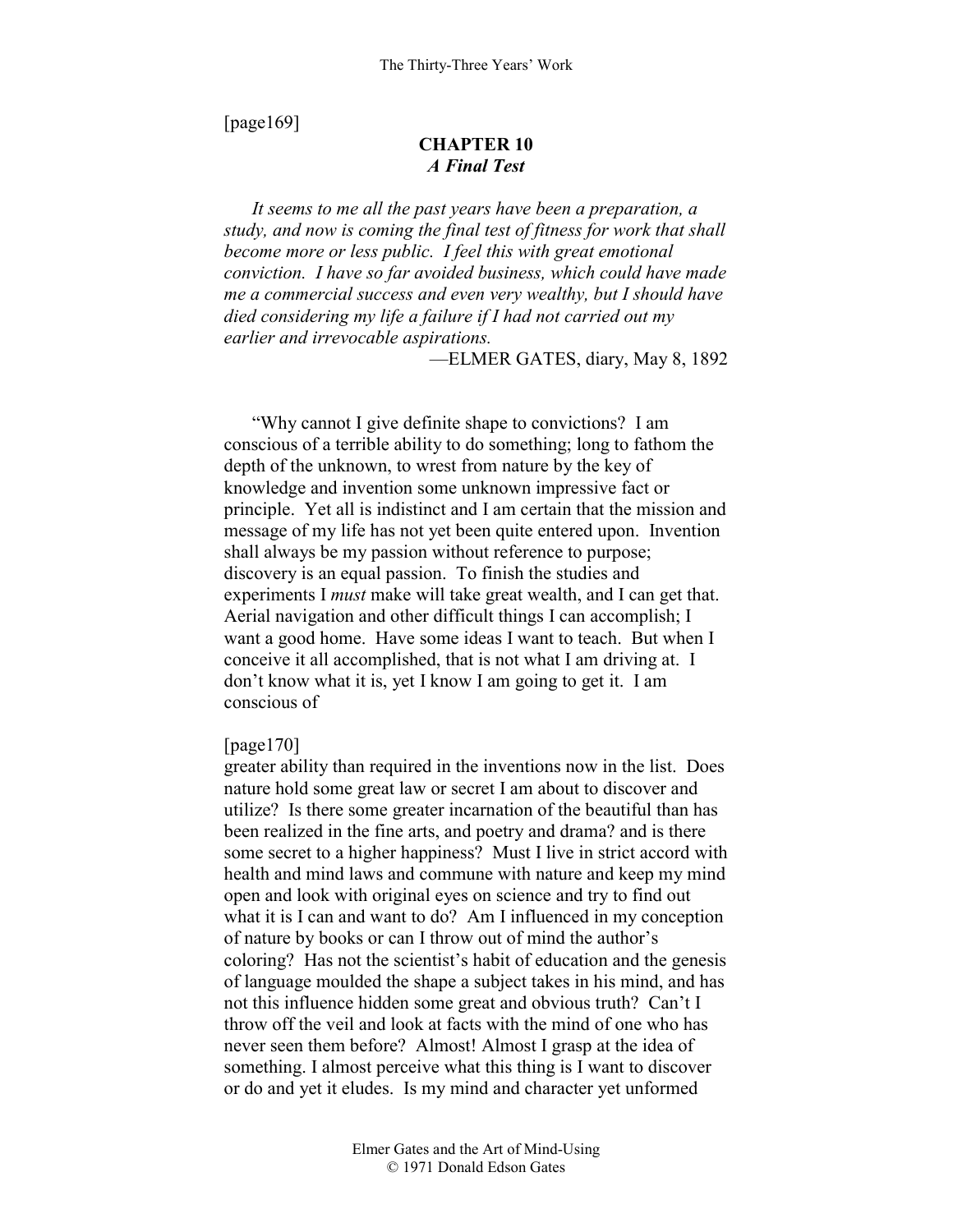[page169]

# CHAPTER 10
## *A Final Test*

*It seems to me all the past years have been a preparation, a study, and now is coming the final test of fitness for work that shall become more or less public. I feel this with great emotional conviction. I have so far avoided business, which could have made me a commercial success and even very wealthy, but I should have died considering my life a failure if I had not carried out my earlier and irrevocable aspirations.*

—ELMER GATES, diary, May 8, 1892

"Why cannot I give definite shape to convictions? I am conscious of a terrible ability to do something; long to fathom the depth of the unknown, to wrest from nature by the key of knowledge and invention some unknown impressive fact or principle. Yet all is indistinct and I am certain that the mission and message of my life has not yet been quite entered upon. Invention shall always be my passion without reference to purpose; discovery is an equal passion. To finish the studies and experiments I *must* make will take great wealth, and I can get that. Aerial navigation and other difficult things I can accomplish; I want a good home. Have some ideas I want to teach. But when I conceive it all accomplished, that is not what I am driving at. I don't know what it is, yet I know I am going to get it. I am conscious of

[page170]

greater ability than required in the inventions now in the list. Does nature hold some great law or secret I am about to discover and utilize? Is there some greater incarnation of the beautiful than has been realized in the fine arts, and poetry and drama? and is there some secret to a higher happiness? Must I live in strict accord with health and mind laws and commune with nature and keep my mind open and look with original eyes on science and try to find out what it is I can and want to do? Am I influenced in my conception of nature by books or can I throw out of mind the author's coloring? Has not the scientist's habit of education and the genesis of language moulded the shape a subject takes in his mind, and has not this influence hidden some great and obvious truth? Can't I throw off the veil and look at facts with the mind of one who has never seen them before? Almost! Almost I grasp at the idea of something. I almost perceive what this thing is I want to discover or do and yet it eludes. Is my mind and character yet unformed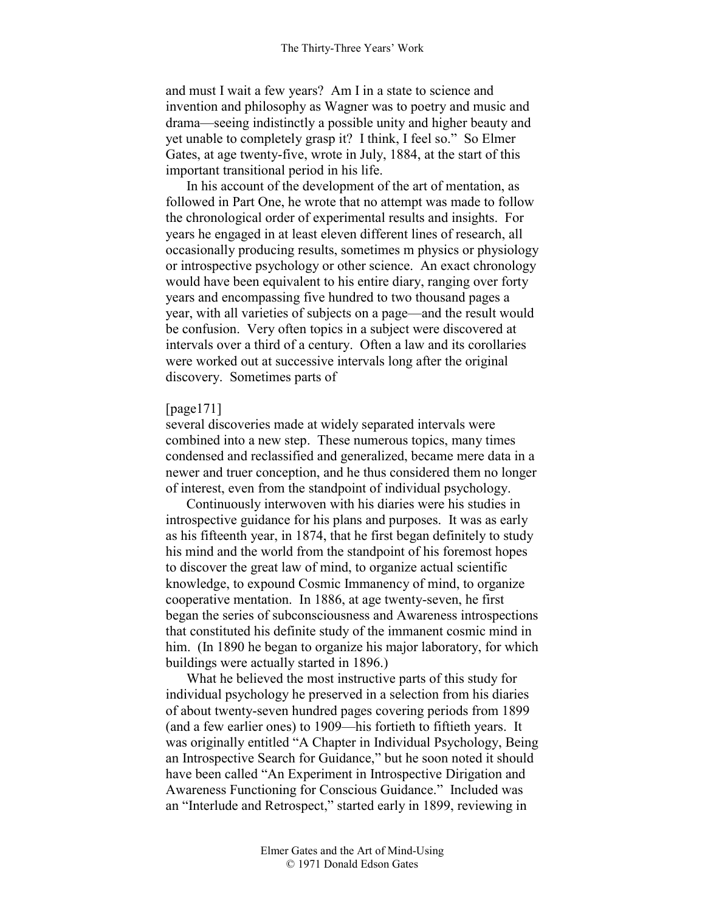and must I wait a few years? Am I in a state to science and invention and philosophy as Wagner was to poetry and music and drama—seeing indistinctly a possible unity and higher beauty and yet unable to completely grasp it? I think, I feel so." So Elmer Gates, at age twenty-five, wrote in July, 1884, at the start of this important transitional period in his life.

In his account of the development of the art of mentation, as followed in Part One, he wrote that no attempt was made to follow the chronological order of experimental results and insights. For years he engaged in at least eleven different lines of research, all occasionally producing results, sometimes m physics or physiology or introspective psychology or other science. An exact chronology would have been equivalent to his entire diary, ranging over forty years and encompassing five hundred to two thousand pages a year, with all varieties of subjects on a page—and the result would be confusion. Very often topics in a subject were discovered at intervals over a third of a century. Often a law and its corollaries were worked out at successive intervals long after the original discovery. Sometimes parts of

[page171]

several discoveries made at widely separated intervals were combined into a new step. These numerous topics, many times condensed and reclassified and generalized, became mere data in a newer and truer conception, and he thus considered them no longer of interest, even from the standpoint of individual psychology.

Continuously interwoven with his diaries were his studies in introspective guidance for his plans and purposes. It was as early as his fifteenth year, in 1874, that he first began definitely to study his mind and the world from the standpoint of his foremost hopes to discover the great law of mind, to organize actual scientific knowledge, to expound Cosmic Immanency of mind, to organize cooperative mentation. In 1886, at age twenty-seven, he first began the series of subconsciousness and Awareness introspections that constituted his definite study of the immanent cosmic mind in him. (In 1890 he began to organize his major laboratory, for which buildings were actually started in 1896.)

What he believed the most instructive parts of this study for individual psychology he preserved in a selection from his diaries of about twenty-seven hundred pages covering periods from 1899 (and a few earlier ones) to 1909—his fortieth to fiftieth years. It was originally entitled "A Chapter in Individual Psychology, Being an Introspective Search for Guidance," but he soon noted it should have been called "An Experiment in Introspective Dirigation and Awareness Functioning for Conscious Guidance." Included was an "Interlude and Retrospect," started early in 1899, reviewing in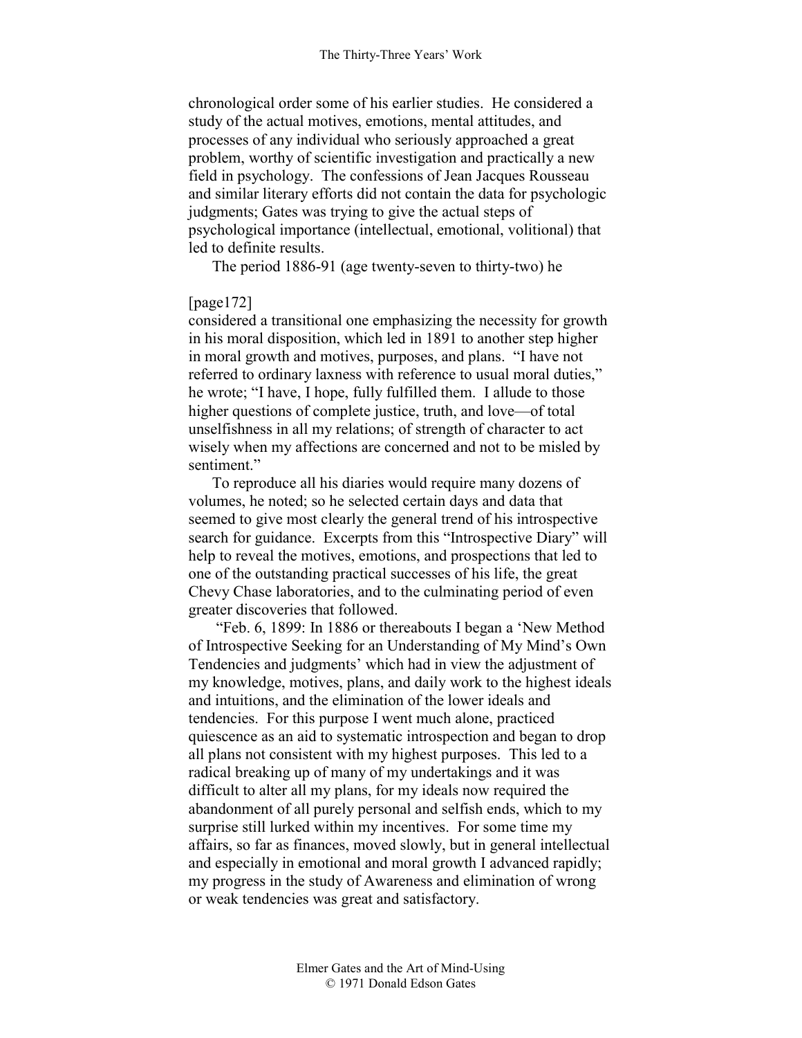chronological order some of his earlier studies. He considered a study of the actual motives, emotions, mental attitudes, and processes of any individual who seriously approached a great problem, worthy of scientific investigation and practically a new field in psychology. The confessions of Jean Jacques Rousseau and similar literary efforts did not contain the data for psychologic judgments; Gates was trying to give the actual steps of psychological importance (intellectual, emotional, volitional) that led to definite results.

The period 1886-91 (age twenty-seven to thirty-two) he

[page172]

considered a transitional one emphasizing the necessity for growth in his moral disposition, which led in 1891 to another step higher in moral growth and motives, purposes, and plans. "I have not referred to ordinary laxness with reference to usual moral duties," he wrote; "I have, I hope, fully fulfilled them. I allude to those higher questions of complete justice, truth, and love—of total unselfishness in all my relations; of strength of character to act wisely when my affections are concerned and not to be misled by sentiment."

To reproduce all his diaries would require many dozens of volumes, he noted; so he selected certain days and data that seemed to give most clearly the general trend of his introspective search for guidance. Excerpts from this "Introspective Diary" will help to reveal the motives, emotions, and prospections that led to one of the outstanding practical successes of his life, the great Chevy Chase laboratories, and to the culminating period of even greater discoveries that followed.

"Feb. 6, 1899: In 1886 or thereabouts I began a 'New Method of Introspective Seeking for an Understanding of My Mind's Own Tendencies and judgments' which had in view the adjustment of my knowledge, motives, plans, and daily work to the highest ideals and intuitions, and the elimination of the lower ideals and tendencies. For this purpose I went much alone, practiced quiescence as an aid to systematic introspection and began to drop all plans not consistent with my highest purposes. This led to a radical breaking up of many of my undertakings and it was difficult to alter all my plans, for my ideals now required the abandonment of all purely personal and selfish ends, which to my surprise still lurked within my incentives. For some time my affairs, so far as finances, moved slowly, but in general intellectual and especially in emotional and moral growth I advanced rapidly; my progress in the study of Awareness and elimination of wrong or weak tendencies was great and satisfactory.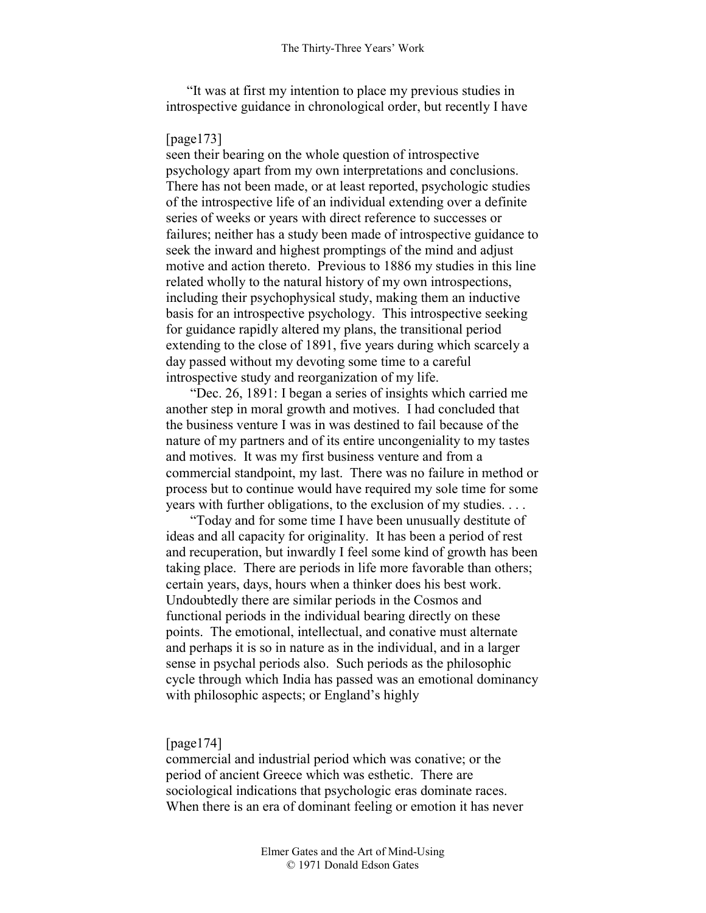"It was at first my intention to place my previous studies in introspective guidance in chronological order, but recently I have

[page173]

seen their bearing on the whole question of introspective psychology apart from my own interpretations and conclusions. There has not been made, or at least reported, psychologic studies of the introspective life of an individual extending over a definite series of weeks or years with direct reference to successes or failures; neither has a study been made of introspective guidance to seek the inward and highest promptings of the mind and adjust motive and action thereto. Previous to 1886 my studies in this line related wholly to the natural history of my own introspections, including their psychophysical study, making them an inductive basis for an introspective psychology. This introspective seeking for guidance rapidly altered my plans, the transitional period extending to the close of 1891, five years during which scarcely a day passed without my devoting some time to a careful introspective study and reorganization of my life.

"Dec. 26, 1891: I began a series of insights which carried me another step in moral growth and motives. I had concluded that the business venture I was in was destined to fail because of the nature of my partners and of its entire uncongeniality to my tastes and motives. It was my first business venture and from a commercial standpoint, my last. There was no failure in method or process but to continue would have required my sole time for some years with further obligations, to the exclusion of my studies. . . .

"Today and for some time I have been unusually destitute of ideas and all capacity for originality. It has been a period of rest and recuperation, but inwardly I feel some kind of growth has been taking place. There are periods in life more favorable than others; certain years, days, hours when a thinker does his best work. Undoubtedly there are similar periods in the Cosmos and functional periods in the individual bearing directly on these points. The emotional, intellectual, and conative must alternate and perhaps it is so in nature as in the individual, and in a larger sense in psychal periods also. Such periods as the philosophic cycle through which India has passed was an emotional dominancy with philosophic aspects; or England's highly

[page174]

commercial and industrial period which was conative; or the period of ancient Greece which was esthetic. There are sociological indications that psychologic eras dominate races. When there is an era of dominant feeling or emotion it has never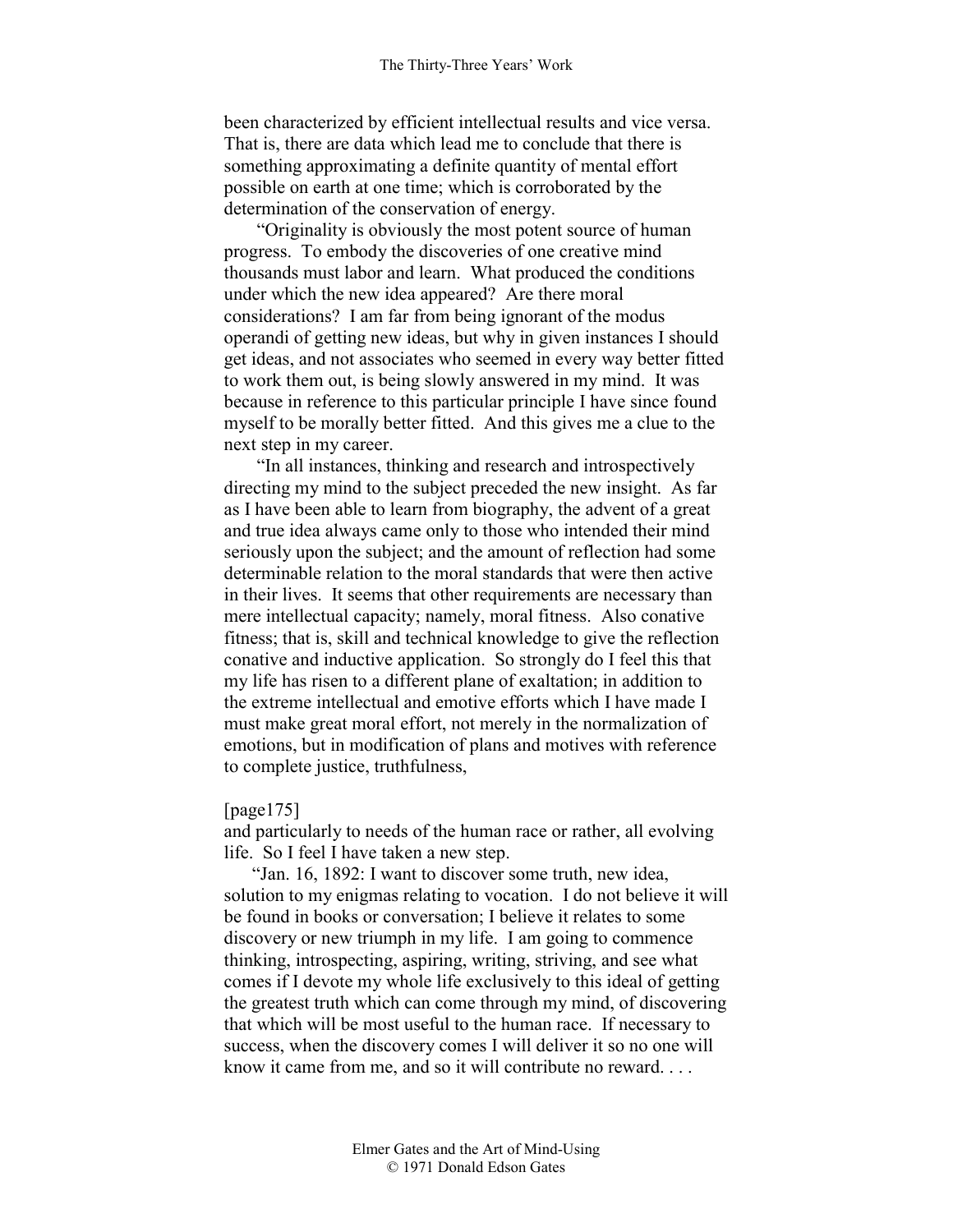been characterized by efficient intellectual results and vice versa. That is, there are data which lead me to conclude that there is something approximating a definite quantity of mental effort possible on earth at one time; which is corroborated by the determination of the conservation of energy.

"Originality is obviously the most potent source of human progress. To embody the discoveries of one creative mind thousands must labor and learn. What produced the conditions under which the new idea appeared? Are there moral considerations? I am far from being ignorant of the modus operandi of getting new ideas, but why in given instances I should get ideas, and not associates who seemed in every way better fitted to work them out, is being slowly answered in my mind. It was because in reference to this particular principle I have since found myself to be morally better fitted. And this gives me a clue to the next step in my career.

"In all instances, thinking and research and introspectively directing my mind to the subject preceded the new insight. As far as I have been able to learn from biography, the advent of a great and true idea always came only to those who intended their mind seriously upon the subject; and the amount of reflection had some determinable relation to the moral standards that were then active in their lives. It seems that other requirements are necessary than mere intellectual capacity; namely, moral fitness. Also conative fitness; that is, skill and technical knowledge to give the reflection conative and inductive application. So strongly do I feel this that my life has risen to a different plane of exaltation; in addition to the extreme intellectual and emotive efforts which I have made I must make great moral effort, not merely in the normalization of emotions, but in modification of plans and motives with reference to complete justice, truthfulness,

[page175]

and particularly to needs of the human race or rather, all evolving life. So I feel I have taken a new step.

"Jan. 16, 1892: I want to discover some truth, new idea, solution to my enigmas relating to vocation. I do not believe it will be found in books or conversation; I believe it relates to some discovery or new triumph in my life. I am going to commence thinking, introspecting, aspiring, writing, striving, and see what comes if I devote my whole life exclusively to this ideal of getting the greatest truth which can come through my mind, of discovering that which will be most useful to the human race. If necessary to success, when the discovery comes I will deliver it so no one will know it came from me, and so it will contribute no reward. . . .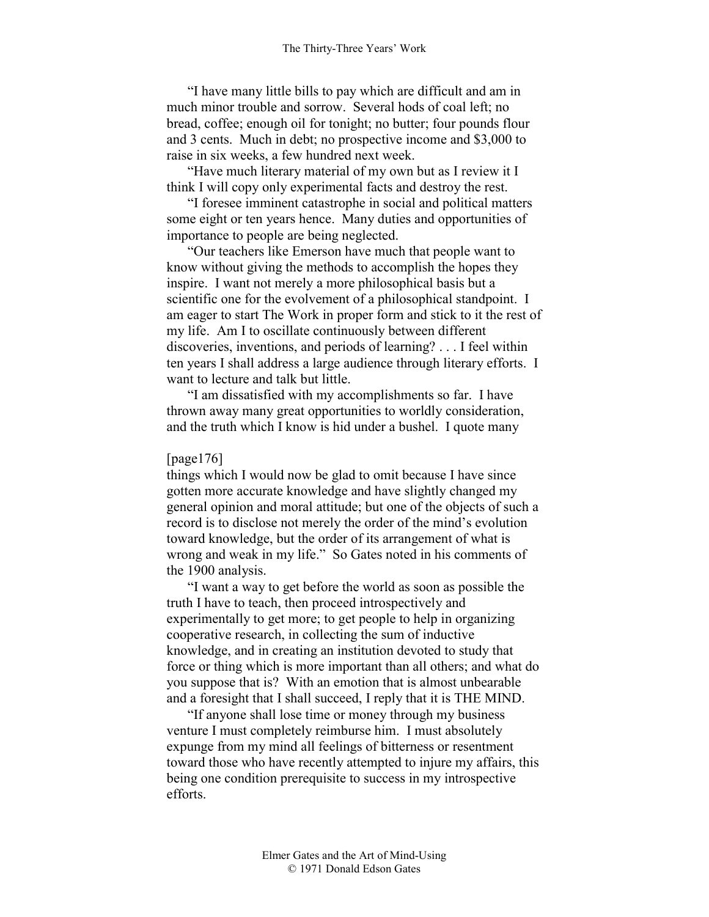"I have many little bills to pay which are difficult and am in much minor trouble and sorrow. Several hods of coal left; no bread, coffee; enough oil for tonight; no butter; four pounds flour and 3 cents. Much in debt; no prospective income and $3,000 to raise in six weeks, a few hundred next week.

"Have much literary material of my own but as I review it I think I will copy only experimental facts and destroy the rest.

"I foresee imminent catastrophe in social and political matters some eight or ten years hence. Many duties and opportunities of importance to people are being neglected.

"Our teachers like Emerson have much that people want to know without giving the methods to accomplish the hopes they inspire. I want not merely a more philosophical basis but a scientific one for the evolvement of a philosophical standpoint. I am eager to start The Work in proper form and stick to it the rest of my life. Am I to oscillate continuously between different discoveries, inventions, and periods of learning? . . . I feel within ten years I shall address a large audience through literary efforts. I want to lecture and talk but little.

"I am dissatisfied with my accomplishments so far. I have thrown away many great opportunities to worldly consideration, and the truth which I know is hid under a bushel. I quote many

[page176]

things which I would now be glad to omit because I have since gotten more accurate knowledge and have slightly changed my general opinion and moral attitude; but one of the objects of such a record is to disclose not merely the order of the mind's evolution toward knowledge, but the order of its arrangement of what is wrong and weak in my life." So Gates noted in his comments of the 1900 analysis.

"I want a way to get before the world as soon as possible the truth I have to teach, then proceed introspectively and experimentally to get more; to get people to help in organizing cooperative research, in collecting the sum of inductive knowledge, and in creating an institution devoted to study that force or thing which is more important than all others; and what do you suppose that is? With an emotion that is almost unbearable and a foresight that I shall succeed, I reply that it is THE MIND.

"If anyone shall lose time or money through my business venture I must completely reimburse him. I must absolutely expunge from my mind all feelings of bitterness or resentment toward those who have recently attempted to injure my affairs, this being one condition prerequisite to success in my introspective efforts.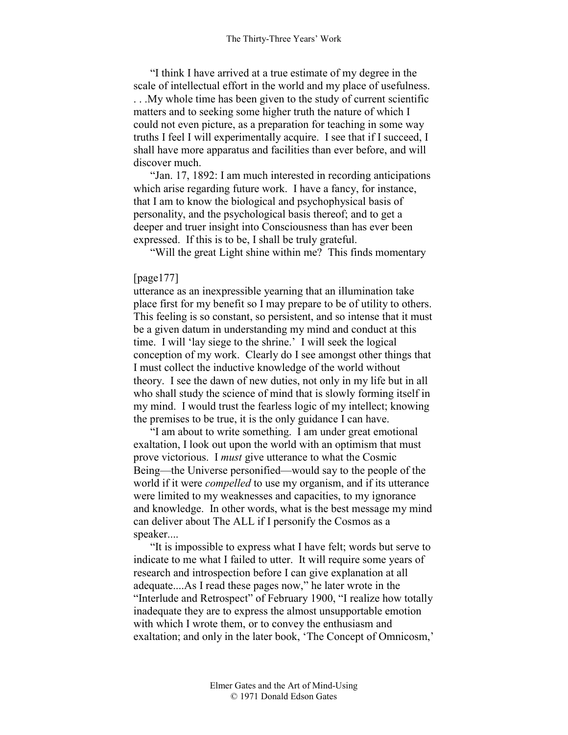"I think I have arrived at a true estimate of my degree in the scale of intellectual effort in the world and my place of usefulness. . . .My whole time has been given to the study of current scientific matters and to seeking some higher truth the nature of which I could not even picture, as a preparation for teaching in some way truths I feel I will experimentally acquire. I see that if I succeed, I shall have more apparatus and facilities than ever before, and will discover much.

"Jan. 17, 1892: I am much interested in recording anticipations which arise regarding future work. I have a fancy, for instance, that I am to know the biological and psychophysical basis of personality, and the psychological basis thereof; and to get a deeper and truer insight into Consciousness than has ever been expressed. If this is to be, I shall be truly grateful.

"Will the great Light shine within me? This finds momentary

[page177]

utterance as an inexpressible yearning that an illumination take place first for my benefit so I may prepare to be of utility to others. This feeling is so constant, so persistent, and so intense that it must be a given datum in understanding my mind and conduct at this time. I will 'lay siege to the shrine.' I will seek the logical conception of my work. Clearly do I see amongst other things that I must collect the inductive knowledge of the world without theory. I see the dawn of new duties, not only in my life but in all who shall study the science of mind that is slowly forming itself in my mind. I would trust the fearless logic of my intellect; knowing the premises to be true, it is the only guidance I can have.

"I am about to write something. I am under great emotional exaltation, I look out upon the world with an optimism that must prove victorious. I *must* give utterance to what the Cosmic Being—the Universe personified—would say to the people of the world if it were *compelled* to use my organism, and if its utterance were limited to my weaknesses and capacities, to my ignorance and knowledge. In other words, what is the best message my mind can deliver about The ALL if I personify the Cosmos as a speaker....

"It is impossible to express what I have felt; words but serve to indicate to me what I failed to utter. It will require some years of research and introspection before I can give explanation at all adequate....As I read these pages now," he later wrote in the "Interlude and Retrospect" of February 1900, "I realize how totally inadequate they are to express the almost unsupportable emotion with which I wrote them, or to convey the enthusiasm and exaltation; and only in the later book, 'The Concept of Omnicosm,'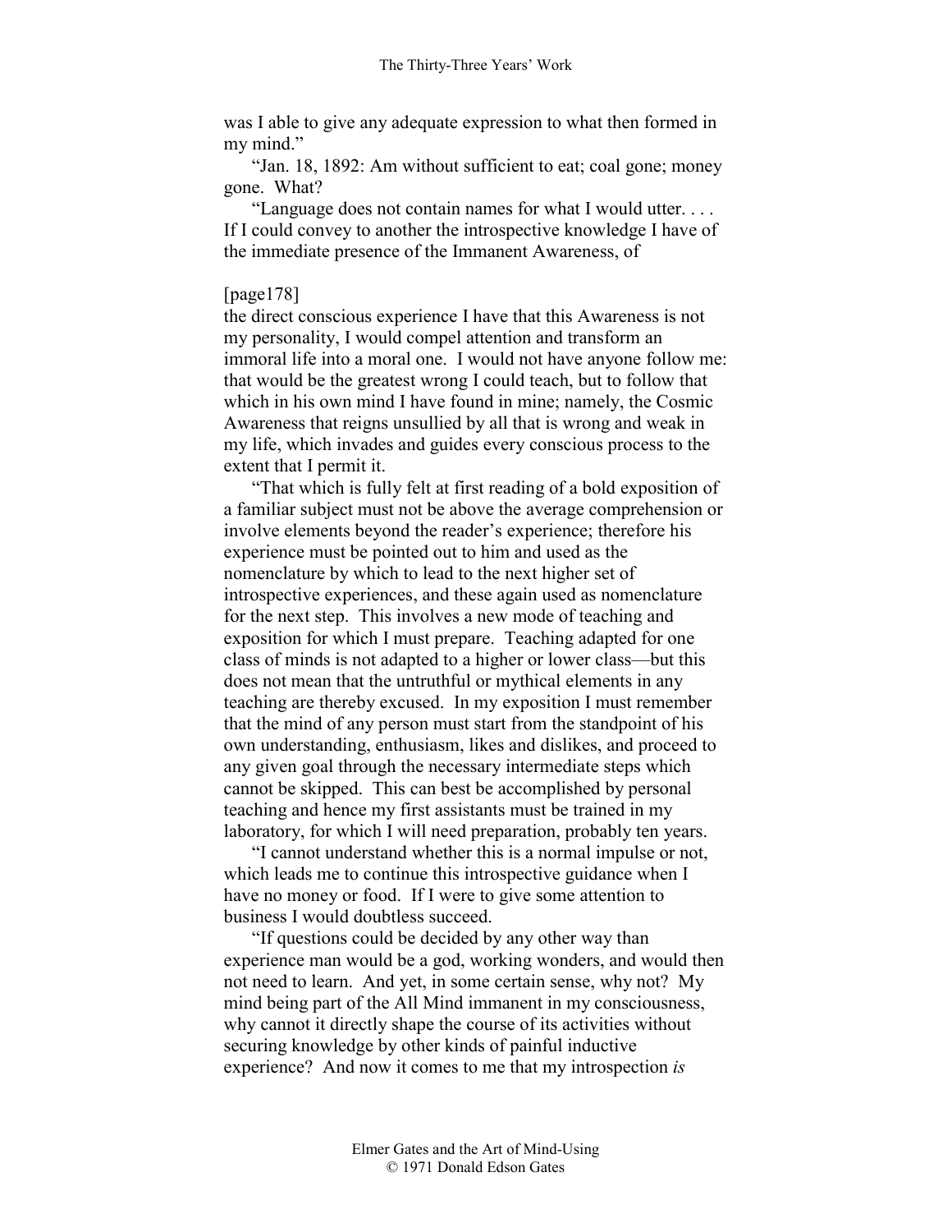was I able to give any adequate expression to what then formed in my mind."

"Jan. 18, 1892: Am without sufficient to eat; coal gone; money gone. What?

"Language does not contain names for what I would utter. . . . If I could convey to another the introspective knowledge I have of the immediate presence of the Immanent Awareness, of

[page178]

the direct conscious experience I have that this Awareness is not my personality, I would compel attention and transform an immoral life into a moral one. I would not have anyone follow me: that would be the greatest wrong I could teach, but to follow that which in his own mind I have found in mine; namely, the Cosmic Awareness that reigns unsullied by all that is wrong and weak in my life, which invades and guides every conscious process to the extent that I permit it.

"That which is fully felt at first reading of a bold exposition of a familiar subject must not be above the average comprehension or involve elements beyond the reader's experience; therefore his experience must be pointed out to him and used as the nomenclature by which to lead to the next higher set of introspective experiences, and these again used as nomenclature for the next step. This involves a new mode of teaching and exposition for which I must prepare. Teaching adapted for one class of minds is not adapted to a higher or lower class—but this does not mean that the untruthful or mythical elements in any teaching are thereby excused. In my exposition I must remember that the mind of any person must start from the standpoint of his own understanding, enthusiasm, likes and dislikes, and proceed to any given goal through the necessary intermediate steps which cannot be skipped. This can best be accomplished by personal teaching and hence my first assistants must be trained in my laboratory, for which I will need preparation, probably ten years.

"I cannot understand whether this is a normal impulse or not, which leads me to continue this introspective guidance when I have no money or food. If I were to give some attention to business I would doubtless succeed.

"If questions could be decided by any other way than experience man would be a god, working wonders, and would then not need to learn. And yet, in some certain sense, why not? My mind being part of the All Mind immanent in my consciousness, why cannot it directly shape the course of its activities without securing knowledge by other kinds of painful inductive experience? And now it comes to me that my introspection *is*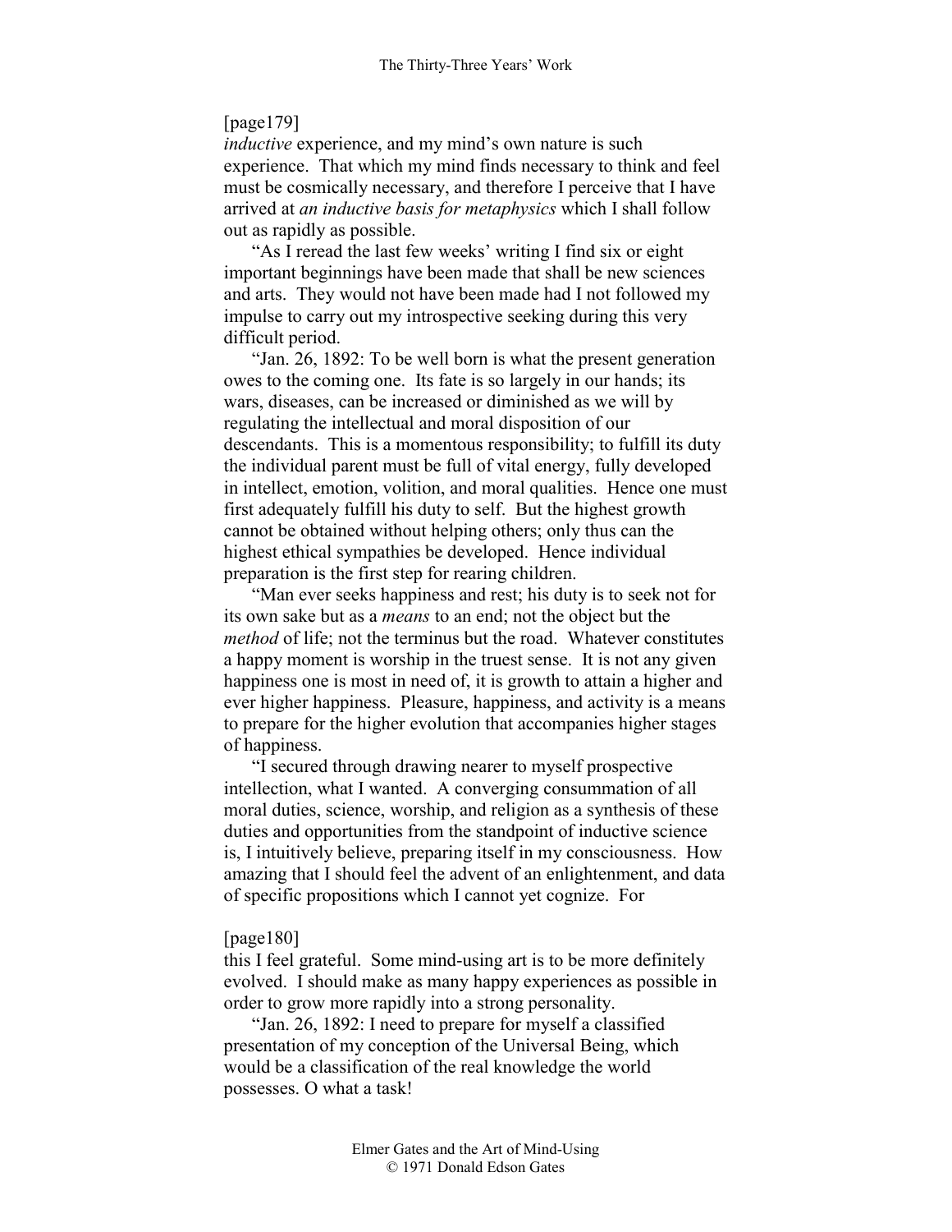[page179]
*inductive* experience, and my mind's own nature is such experience. That which my mind finds necessary to think and feel must be cosmically necessary, and therefore I perceive that I have arrived at *an inductive basis for metaphysics* which I shall follow out as rapidly as possible.

"As I reread the last few weeks' writing I find six or eight important beginnings have been made that shall be new sciences and arts. They would not have been made had I not followed my impulse to carry out my introspective seeking during this very difficult period.

"Jan. 26, 1892: To be well born is what the present generation owes to the coming one. Its fate is so largely in our hands; its wars, diseases, can be increased or diminished as we will by regulating the intellectual and moral disposition of our descendants. This is a momentous responsibility; to fulfill its duty the individual parent must be full of vital energy, fully developed in intellect, emotion, volition, and moral qualities. Hence one must first adequately fulfill his duty to self. But the highest growth cannot be obtained without helping others; only thus can the highest ethical sympathies be developed. Hence individual preparation is the first step for rearing children.

"Man ever seeks happiness and rest; his duty is to seek not for its own sake but as a *means* to an end; not the object but the *method* of life; not the terminus but the road. Whatever constitutes a happy moment is worship in the truest sense. It is not any given happiness one is most in need of, it is growth to attain a higher and ever higher happiness. Pleasure, happiness, and activity is a means to prepare for the higher evolution that accompanies higher stages of happiness.

"I secured through drawing nearer to myself prospective intellection, what I wanted. A converging consummation of all moral duties, science, worship, and religion as a synthesis of these duties and opportunities from the standpoint of inductive science is, I intuitively believe, preparing itself in my consciousness. How amazing that I should feel the advent of an enlightenment, and data of specific propositions which I cannot yet cognize. For

[page180]
this I feel grateful. Some mind-using art is to be more definitely evolved. I should make as many happy experiences as possible in order to grow more rapidly into a strong personality.

"Jan. 26, 1892: I need to prepare for myself a classified presentation of my conception of the Universal Being, which would be a classification of the real knowledge the world possesses. O what a task!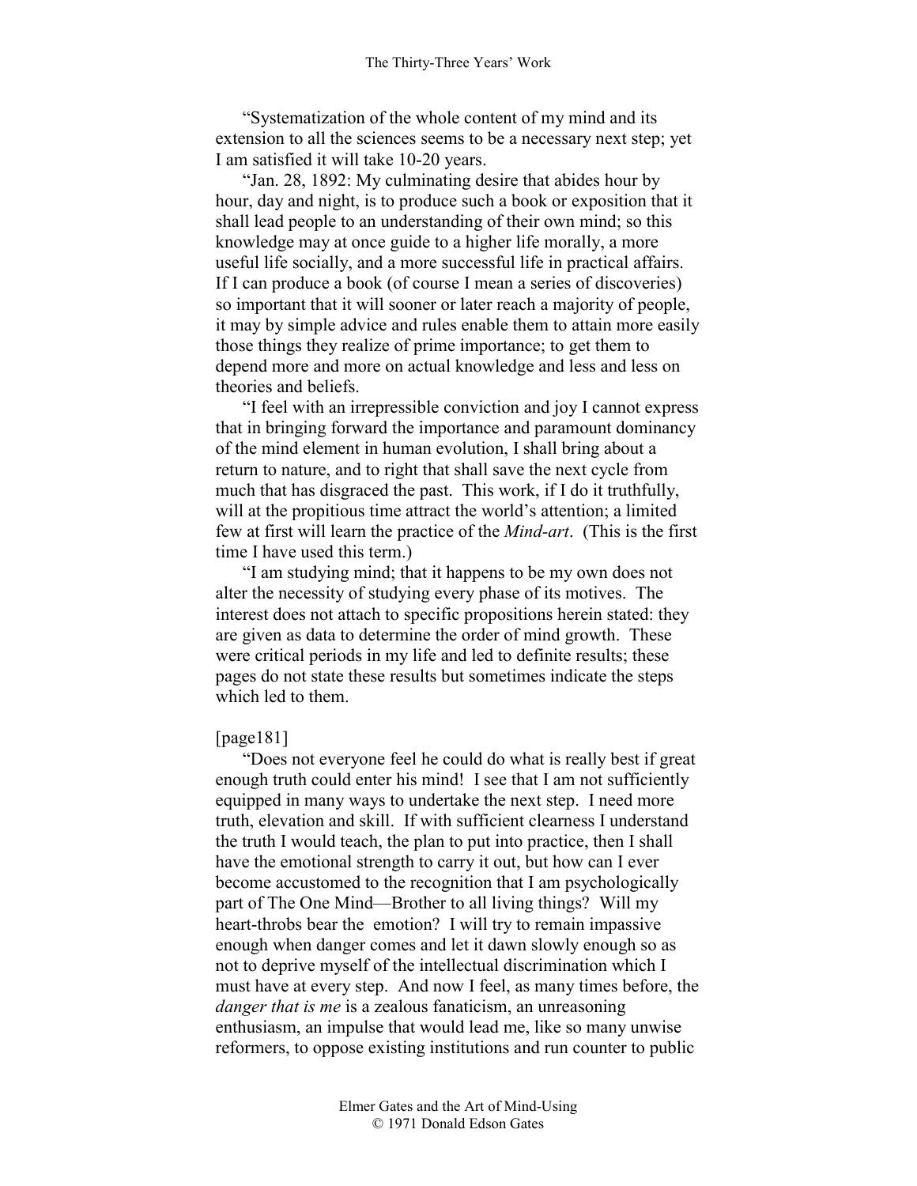"Systematization of the whole content of my mind and its extension to all the sciences seems to be a necessary next step; yet I am satisfied it will take 10-20 years.

"Jan. 28, 1892: My culminating desire that abides hour by hour, day and night, is to produce such a book or exposition that it shall lead people to an understanding of their own mind; so this knowledge may at once guide to a higher life morally, a more useful life socially, and a more successful life in practical affairs. If I can produce a book (of course I mean a series of discoveries) so important that it will sooner or later reach a majority of people, it may by simple advice and rules enable them to attain more easily those things they realize of prime importance; to get them to depend more and more on actual knowledge and less and less on theories and beliefs.

"I feel with an irrepressible conviction and joy I cannot express that in bringing forward the importance and paramount dominancy of the mind element in human evolution, I shall bring about a return to nature, and to right that shall save the next cycle from much that has disgraced the past. This work, if I do it truthfully, will at the propitious time attract the world's attention; a limited few at first will learn the practice of the *Mind-art*. (This is the first time I have used this term.)

"I am studying mind; that it happens to be my own does not alter the necessity of studying every phase of its motives. The interest does not attach to specific propositions herein stated: they are given as data to determine the order of mind growth. These were critical periods in my life and led to definite results; these pages do not state these results but sometimes indicate the steps which led to them.

[page181]

"Does not everyone feel he could do what is really best if great enough truth could enter his mind! I see that I am not sufficiently equipped in many ways to undertake the next step. I need more truth, elevation and skill. If with sufficient clearness I understand the truth I would teach, the plan to put into practice, then I shall have the emotional strength to carry it out, but how can I ever become accustomed to the recognition that I am psychologically part of The One Mind—Brother to all living things? Will my heart-throbs bear the emotion? I will try to remain impassive enough when danger comes and let it dawn slowly enough so as not to deprive myself of the intellectual discrimination which I must have at every step. And now I feel, as many times before, the *danger that is me* is a zealous fanaticism, an unreasoning enthusiasm, an impulse that would lead me, like so many unwise reformers, to oppose existing institutions and run counter to public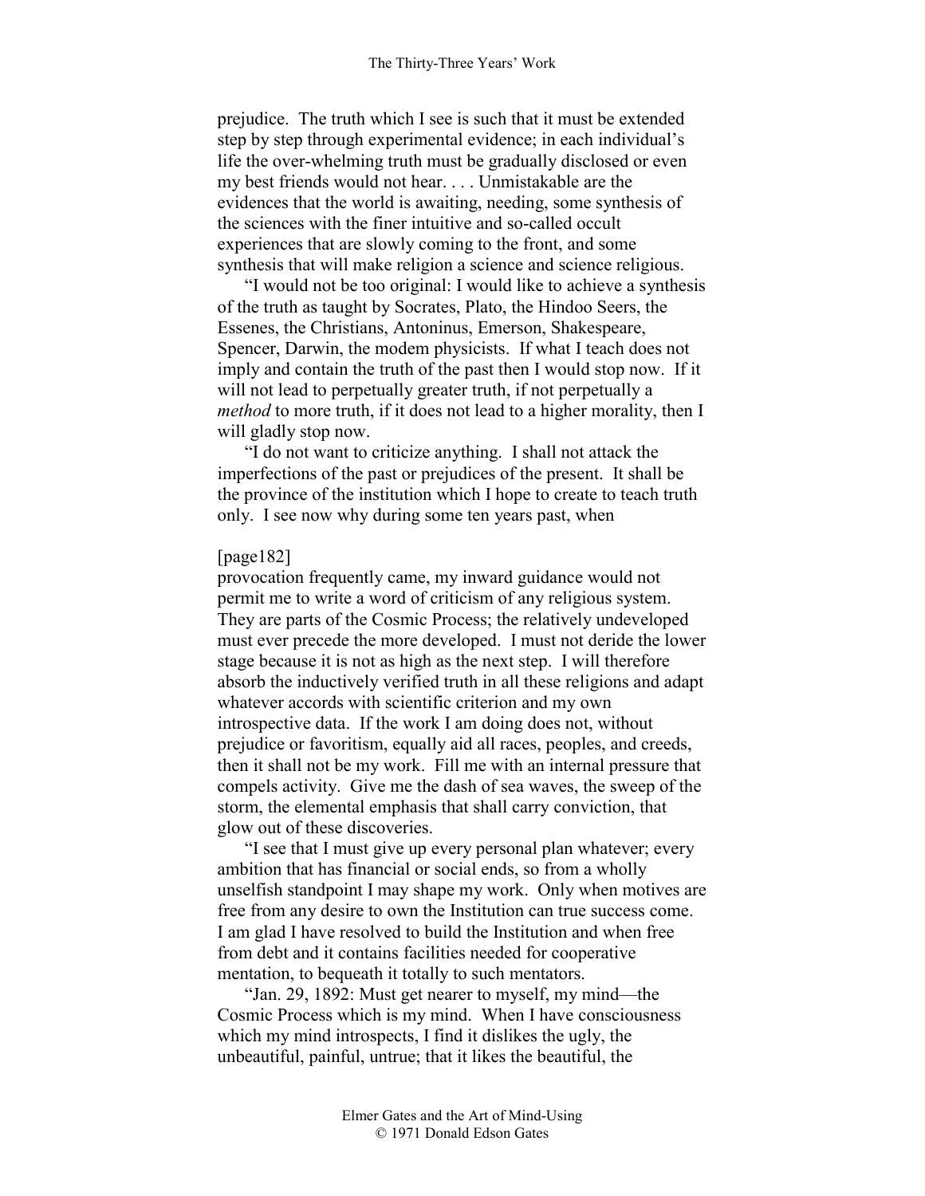prejudice. The truth which I see is such that it must be extended step by step through experimental evidence; in each individual's life the over-whelming truth must be gradually disclosed or even my best friends would not hear. . . . Unmistakable are the evidences that the world is awaiting, needing, some synthesis of the sciences with the finer intuitive and so-called occult experiences that are slowly coming to the front, and some synthesis that will make religion a science and science religious.

"I would not be too original: I would like to achieve a synthesis of the truth as taught by Socrates, Plato, the Hindoo Seers, the Essenes, the Christians, Antoninus, Emerson, Shakespeare, Spencer, Darwin, the modem physicists. If what I teach does not imply and contain the truth of the past then I would stop now. If it will not lead to perpetually greater truth, if not perpetually a *method* to more truth, if it does not lead to a higher morality, then I will gladly stop now.

"I do not want to criticize anything. I shall not attack the imperfections of the past or prejudices of the present. It shall be the province of the institution which I hope to create to teach truth only. I see now why during some ten years past, when

[page182]

provocation frequently came, my inward guidance would not permit me to write a word of criticism of any religious system. They are parts of the Cosmic Process; the relatively undeveloped must ever precede the more developed. I must not deride the lower stage because it is not as high as the next step. I will therefore absorb the inductively verified truth in all these religions and adapt whatever accords with scientific criterion and my own introspective data. If the work I am doing does not, without prejudice or favoritism, equally aid all races, peoples, and creeds, then it shall not be my work. Fill me with an internal pressure that compels activity. Give me the dash of sea waves, the sweep of the storm, the elemental emphasis that shall carry conviction, that glow out of these discoveries.

"I see that I must give up every personal plan whatever; every ambition that has financial or social ends, so from a wholly unselfish standpoint I may shape my work. Only when motives are free from any desire to own the Institution can true success come. I am glad I have resolved to build the Institution and when free from debt and it contains facilities needed for cooperative mentation, to bequeath it totally to such mentators.

"Jan. 29, 1892: Must get nearer to myself, my mind—the Cosmic Process which is my mind. When I have consciousness which my mind introspects, I find it dislikes the ugly, the unbeautiful, painful, untrue; that it likes the beautiful, the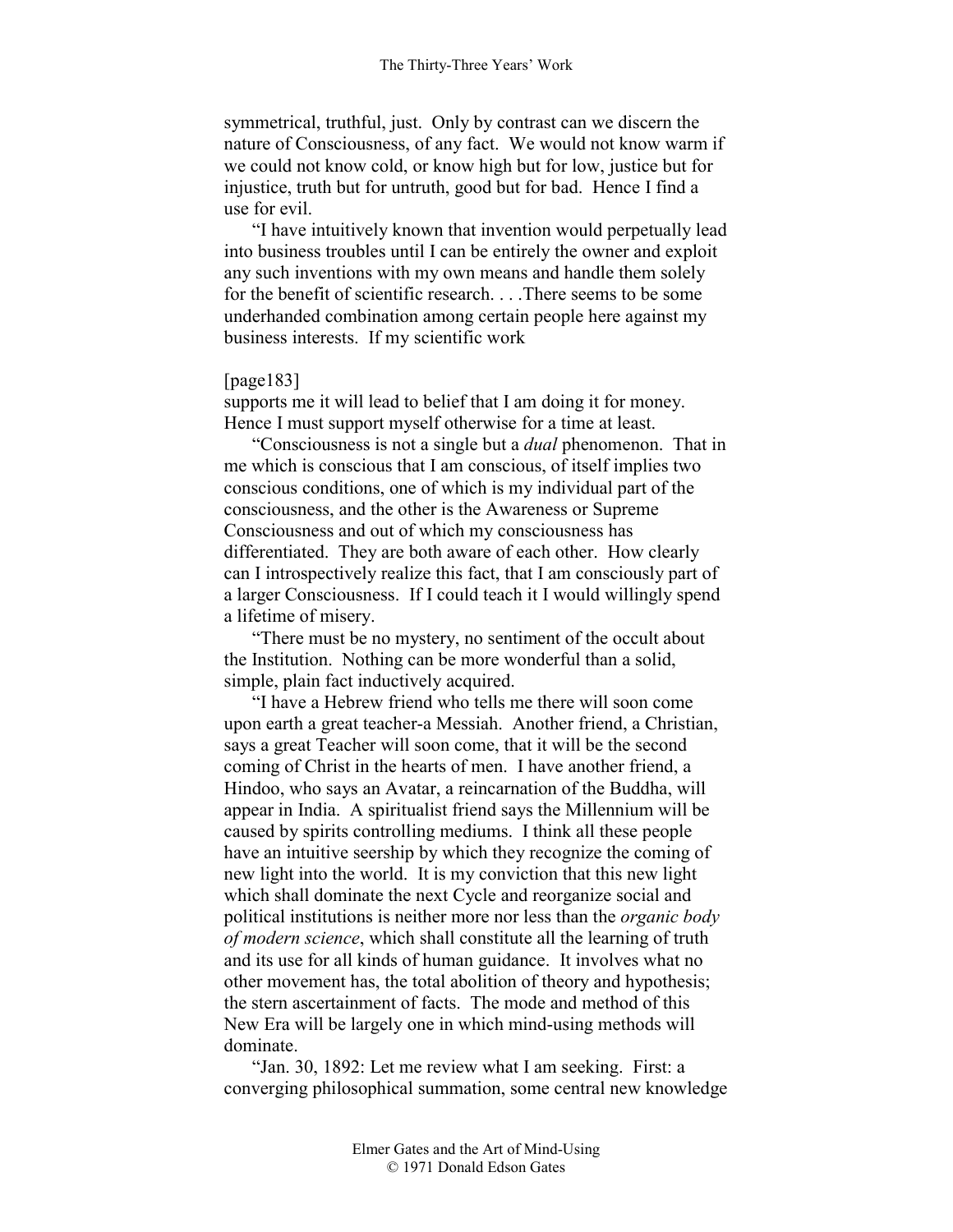symmetrical, truthful, just. Only by contrast can we discern the nature of Consciousness, of any fact. We would not know warm if we could not know cold, or know high but for low, justice but for injustice, truth but for untruth, good but for bad. Hence I find a use for evil.

"I have intuitively known that invention would perpetually lead into business troubles until I can be entirely the owner and exploit any such inventions with my own means and handle them solely for the benefit of scientific research. . . .There seems to be some underhanded combination among certain people here against my business interests. If my scientific work

[page183]

supports me it will lead to belief that I am doing it for money. Hence I must support myself otherwise for a time at least.

"Consciousness is not a single but a *dual* phenomenon. That in me which is conscious that I am conscious, of itself implies two conscious conditions, one of which is my individual part of the consciousness, and the other is the Awareness or Supreme Consciousness and out of which my consciousness has differentiated. They are both aware of each other. How clearly can I introspectively realize this fact, that I am consciously part of a larger Consciousness. If I could teach it I would willingly spend a lifetime of misery.

"There must be no mystery, no sentiment of the occult about the Institution. Nothing can be more wonderful than a solid, simple, plain fact inductively acquired.

"I have a Hebrew friend who tells me there will soon come upon earth a great teacher-a Messiah. Another friend, a Christian, says a great Teacher will soon come, that it will be the second coming of Christ in the hearts of men. I have another friend, a Hindoo, who says an Avatar, a reincarnation of the Buddha, will appear in India. A spiritualist friend says the Millennium will be caused by spirits controlling mediums. I think all these people have an intuitive seership by which they recognize the coming of new light into the world. It is my conviction that this new light which shall dominate the next Cycle and reorganize social and political institutions is neither more nor less than the *organic body of modern science*, which shall constitute all the learning of truth and its use for all kinds of human guidance. It involves what no other movement has, the total abolition of theory and hypothesis; the stern ascertainment of facts. The mode and method of this New Era will be largely one in which mind-using methods will dominate.

"Jan. 30, 1892: Let me review what I am seeking. First: a converging philosophical summation, some central new knowledge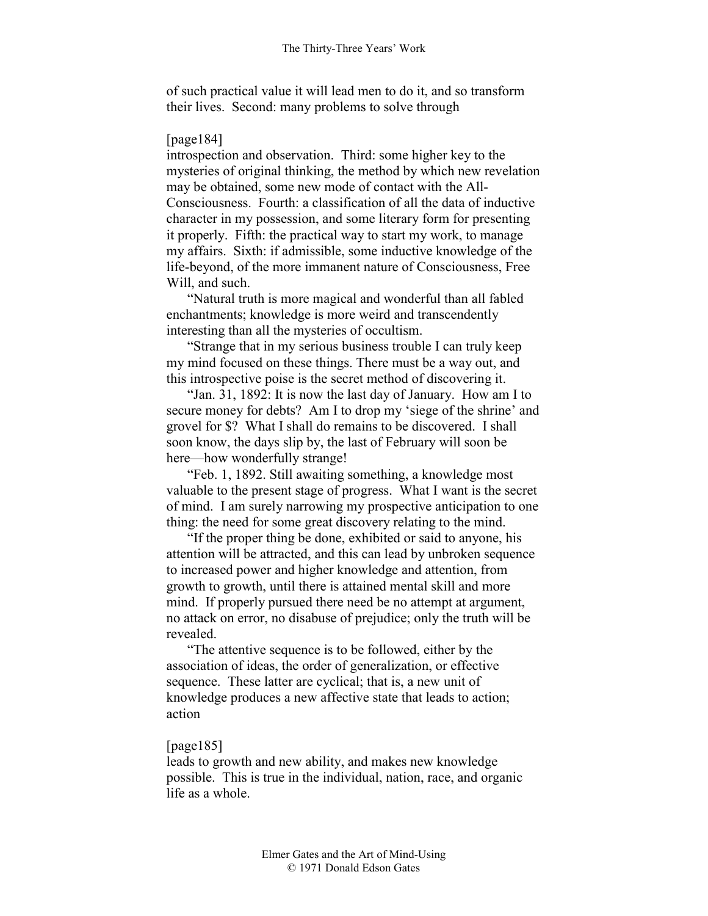of such practical value it will lead men to do it, and so transform their lives. Second: many problems to solve through

[page184]
introspection and observation. Third: some higher key to the mysteries of original thinking, the method by which new revelation may be obtained, some new mode of contact with the All-Consciousness. Fourth: a classification of all the data of inductive character in my possession, and some literary form for presenting it properly. Fifth: the practical way to start my work, to manage my affairs. Sixth: if admissible, some inductive knowledge of the life-beyond, of the more immanent nature of Consciousness, Free Will, and such.

"Natural truth is more magical and wonderful than all fabled enchantments; knowledge is more weird and transcendently interesting than all the mysteries of occultism.

"Strange that in my serious business trouble I can truly keep my mind focused on these things. There must be a way out, and this introspective poise is the secret method of discovering it.

"Jan. 31, 1892: It is now the last day of January. How am I to secure money for debts? Am I to drop my 'siege of the shrine' and grovel for $? What I shall do remains to be discovered. I shall soon know, the days slip by, the last of February will soon be here—how wonderfully strange!

"Feb. 1, 1892. Still awaiting something, a knowledge most valuable to the present stage of progress. What I want is the secret of mind. I am surely narrowing my prospective anticipation to one thing: the need for some great discovery relating to the mind.

"If the proper thing be done, exhibited or said to anyone, his attention will be attracted, and this can lead by unbroken sequence to increased power and higher knowledge and attention, from growth to growth, until there is attained mental skill and more mind. If properly pursued there need be no attempt at argument, no attack on error, no disabuse of prejudice; only the truth will be revealed.

"The attentive sequence is to be followed, either by the association of ideas, the order of generalization, or effective sequence. These latter are cyclical; that is, a new unit of knowledge produces a new affective state that leads to action; action

[page185]
leads to growth and new ability, and makes new knowledge possible. This is true in the individual, nation, race, and organic life as a whole.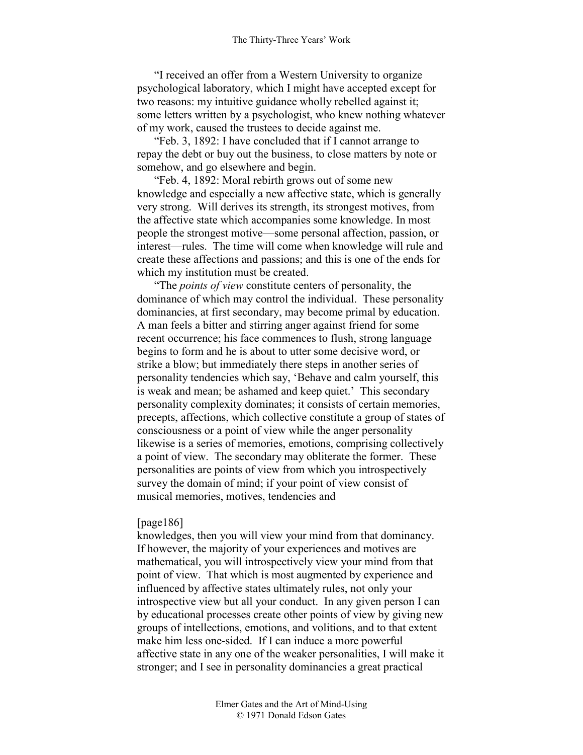"I received an offer from a Western University to organize psychological laboratory, which I might have accepted except for two reasons: my intuitive guidance wholly rebelled against it; some letters written by a psychologist, who knew nothing whatever of my work, caused the trustees to decide against me.

"Feb. 3, 1892: I have concluded that if I cannot arrange to repay the debt or buy out the business, to close matters by note or somehow, and go elsewhere and begin.

"Feb. 4, 1892: Moral rebirth grows out of some new knowledge and especially a new affective state, which is generally very strong. Will derives its strength, its strongest motives, from the affective state which accompanies some knowledge. In most people the strongest motive—some personal affection, passion, or interest—rules. The time will come when knowledge will rule and create these affections and passions; and this is one of the ends for which my institution must be created.

"The *points of view* constitute centers of personality, the dominance of which may control the individual. These personality dominancies, at first secondary, may become primal by education. A man feels a bitter and stirring anger against friend for some recent occurrence; his face commences to flush, strong language begins to form and he is about to utter some decisive word, or strike a blow; but immediately there steps in another series of personality tendencies which say, 'Behave and calm yourself, this is weak and mean; be ashamed and keep quiet.' This secondary personality complexity dominates; it consists of certain memories, precepts, affections, which collective constitute a group of states of consciousness or a point of view while the anger personality likewise is a series of memories, emotions, comprising collectively a point of view. The secondary may obliterate the former. These personalities are points of view from which you introspectively survey the domain of mind; if your point of view consist of musical memories, motives, tendencies and

[page186]

knowledges, then you will view your mind from that dominancy. If however, the majority of your experiences and motives are mathematical, you will introspectively view your mind from that point of view. That which is most augmented by experience and influenced by affective states ultimately rules, not only your introspective view but all your conduct. In any given person I can by educational processes create other points of view by giving new groups of intellections, emotions, and volitions, and to that extent make him less one-sided. If I can induce a more powerful affective state in any one of the weaker personalities, I will make it stronger; and I see in personality dominancies a great practical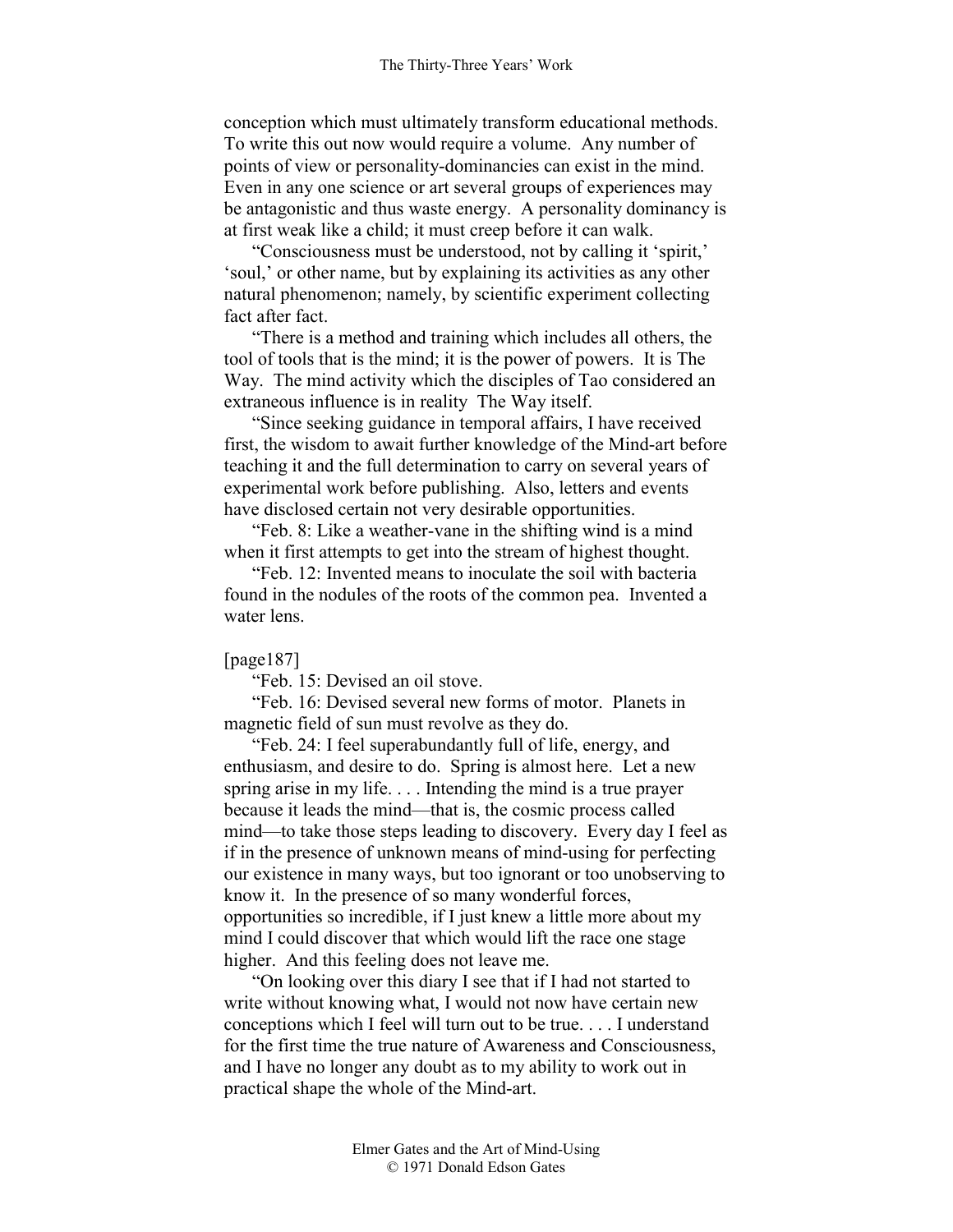conception which must ultimately transform educational methods. To write this out now would require a volume. Any number of points of view or personality-dominancies can exist in the mind. Even in any one science or art several groups of experiences may be antagonistic and thus waste energy. A personality dominancy is at first weak like a child; it must creep before it can walk.

"Consciousness must be understood, not by calling it 'spirit,' 'soul,' or other name, but by explaining its activities as any other natural phenomenon; namely, by scientific experiment collecting fact after fact.

"There is a method and training which includes all others, the tool of tools that is the mind; it is the power of powers. It is The Way. The mind activity which the disciples of Tao considered an extraneous influence is in reality The Way itself.

"Since seeking guidance in temporal affairs, I have received first, the wisdom to await further knowledge of the Mind-art before teaching it and the full determination to carry on several years of experimental work before publishing. Also, letters and events have disclosed certain not very desirable opportunities.

"Feb. 8: Like a weather-vane in the shifting wind is a mind when it first attempts to get into the stream of highest thought.

"Feb. 12: Invented means to inoculate the soil with bacteria found in the nodules of the roots of the common pea. Invented a water lens.

[page187]

"Feb. 15: Devised an oil stove.

"Feb. 16: Devised several new forms of motor. Planets in magnetic field of sun must revolve as they do.

"Feb. 24: I feel superabundantly full of life, energy, and enthusiasm, and desire to do. Spring is almost here. Let a new spring arise in my life. . . . Intending the mind is a true prayer because it leads the mind—that is, the cosmic process called mind—to take those steps leading to discovery. Every day I feel as if in the presence of unknown means of mind-using for perfecting our existence in many ways, but too ignorant or too unobserving to know it. In the presence of so many wonderful forces, opportunities so incredible, if I just knew a little more about my mind I could discover that which would lift the race one stage higher. And this feeling does not leave me.

"On looking over this diary I see that if I had not started to write without knowing what, I would not now have certain new conceptions which I feel will turn out to be true. . . . I understand for the first time the true nature of Awareness and Consciousness, and I have no longer any doubt as to my ability to work out in practical shape the whole of the Mind-art.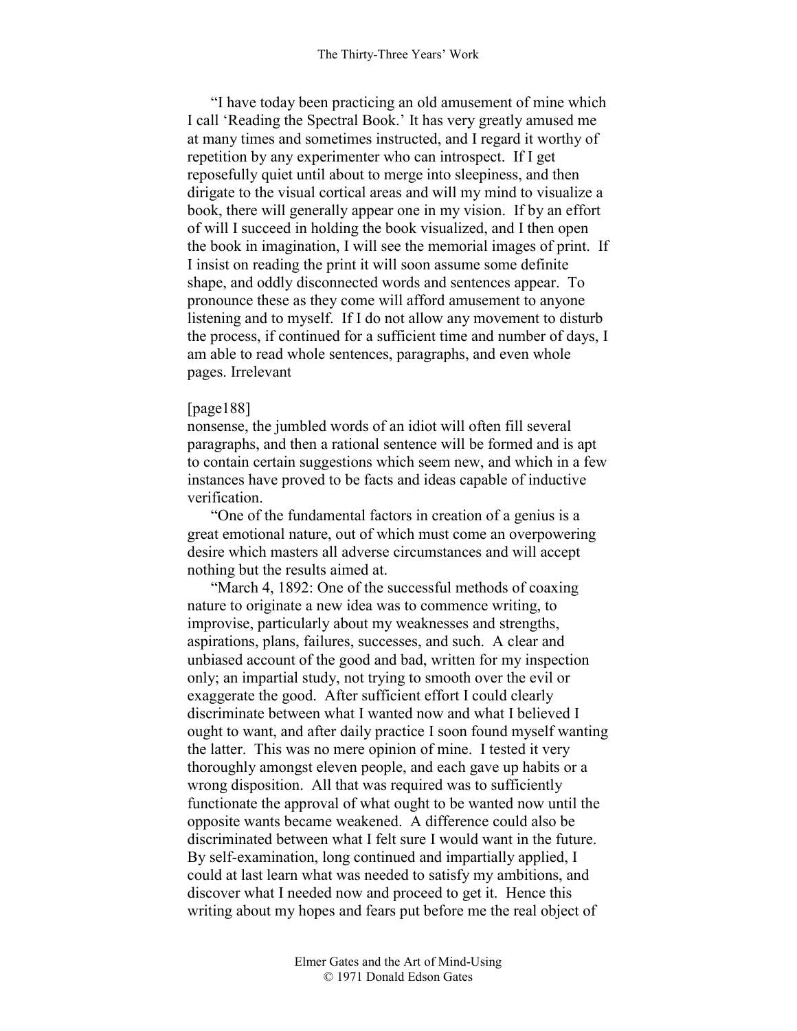"I have today been practicing an old amusement of mine which I call 'Reading the Spectral Book.' It has very greatly amused me at many times and sometimes instructed, and I regard it worthy of repetition by any experimenter who can introspect. If I get reposefully quiet until about to merge into sleepiness, and then dirigate to the visual cortical areas and will my mind to visualize a book, there will generally appear one in my vision. If by an effort of will I succeed in holding the book visualized, and I then open the book in imagination, I will see the memorial images of print. If I insist on reading the print it will soon assume some definite shape, and oddly disconnected words and sentences appear. To pronounce these as they come will afford amusement to anyone listening and to myself. If I do not allow any movement to disturb the process, if continued for a sufficient time and number of days, I am able to read whole sentences, paragraphs, and even whole pages. Irrelevant

[page188]

nonsense, the jumbled words of an idiot will often fill several paragraphs, and then a rational sentence will be formed and is apt to contain certain suggestions which seem new, and which in a few instances have proved to be facts and ideas capable of inductive verification.

"One of the fundamental factors in creation of a genius is a great emotional nature, out of which must come an overpowering desire which masters all adverse circumstances and will accept nothing but the results aimed at.

"March 4, 1892: One of the successful methods of coaxing nature to originate a new idea was to commence writing, to improvise, particularly about my weaknesses and strengths, aspirations, plans, failures, successes, and such. A clear and unbiased account of the good and bad, written for my inspection only; an impartial study, not trying to smooth over the evil or exaggerate the good. After sufficient effort I could clearly discriminate between what I wanted now and what I believed I ought to want, and after daily practice I soon found myself wanting the latter. This was no mere opinion of mine. I tested it very thoroughly amongst eleven people, and each gave up habits or a wrong disposition. All that was required was to sufficiently functionate the approval of what ought to be wanted now until the opposite wants became weakened. A difference could also be discriminated between what I felt sure I would want in the future. By self-examination, long continued and impartially applied, I could at last learn what was needed to satisfy my ambitions, and discover what I needed now and proceed to get it. Hence this writing about my hopes and fears put before me the real object of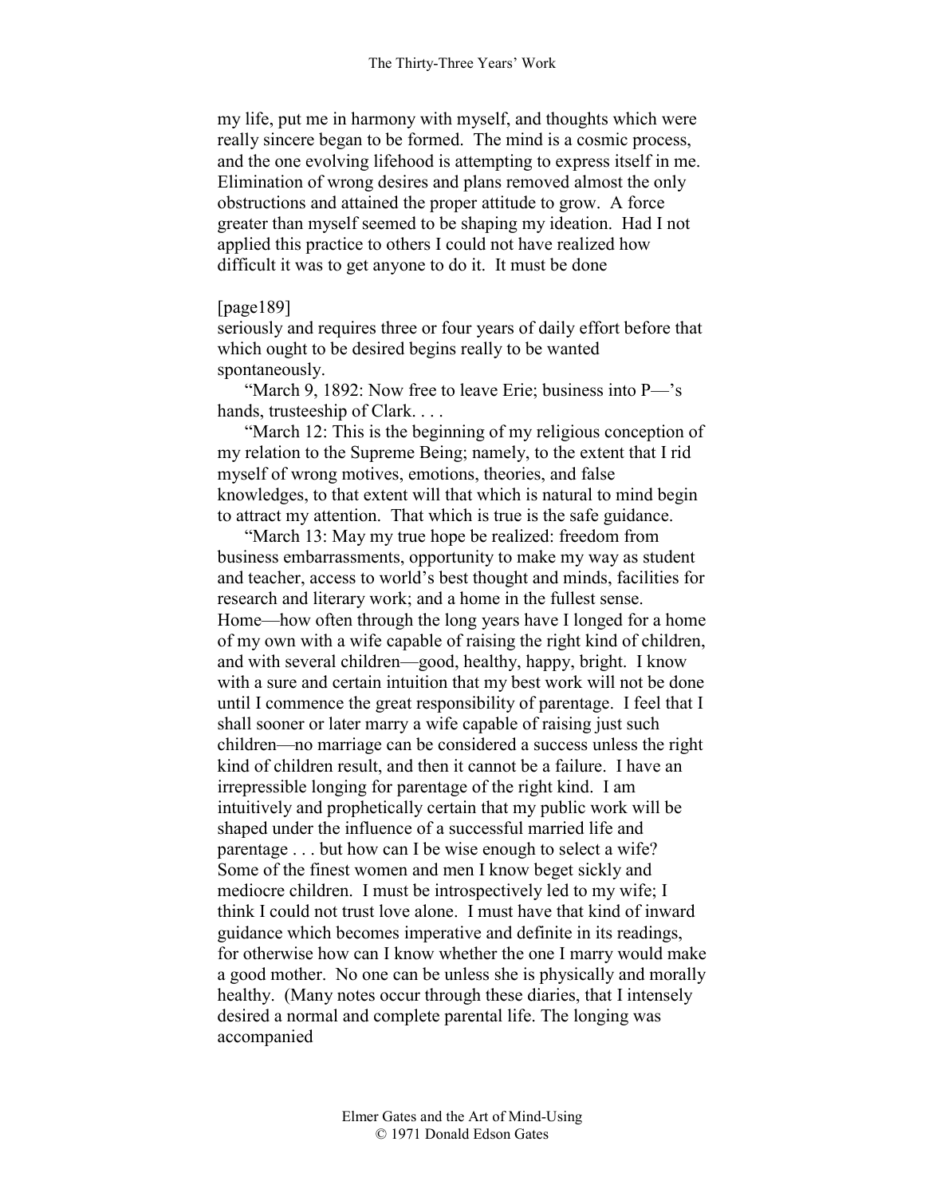my life, put me in harmony with myself, and thoughts which were really sincere began to be formed. The mind is a cosmic process, and the one evolving lifehood is attempting to express itself in me. Elimination of wrong desires and plans removed almost the only obstructions and attained the proper attitude to grow. A force greater than myself seemed to be shaping my ideation. Had I not applied this practice to others I could not have realized how difficult it was to get anyone to do it. It must be done

[page189]
seriously and requires three or four years of daily effort before that which ought to be desired begins really to be wanted spontaneously.

"March 9, 1892: Now free to leave Erie; business into P—'s hands, trusteeship of Clark. . . .

"March 12: This is the beginning of my religious conception of my relation to the Supreme Being; namely, to the extent that I rid myself of wrong motives, emotions, theories, and false knowledges, to that extent will that which is natural to mind begin to attract my attention. That which is true is the safe guidance.

"March 13: May my true hope be realized: freedom from business embarrassments, opportunity to make my way as student and teacher, access to world's best thought and minds, facilities for research and literary work; and a home in the fullest sense. Home—how often through the long years have I longed for a home of my own with a wife capable of raising the right kind of children, and with several children—good, healthy, happy, bright. I know with a sure and certain intuition that my best work will not be done until I commence the great responsibility of parentage. I feel that I shall sooner or later marry a wife capable of raising just such children—no marriage can be considered a success unless the right kind of children result, and then it cannot be a failure. I have an irrepressible longing for parentage of the right kind. I am intuitively and prophetically certain that my public work will be shaped under the influence of a successful married life and parentage . . . but how can I be wise enough to select a wife? Some of the finest women and men I know beget sickly and mediocre children. I must be introspectively led to my wife; I think I could not trust love alone. I must have that kind of inward guidance which becomes imperative and definite in its readings, for otherwise how can I know whether the one I marry would make a good mother. No one can be unless she is physically and morally healthy. (Many notes occur through these diaries, that I intensely desired a normal and complete parental life. The longing was accompanied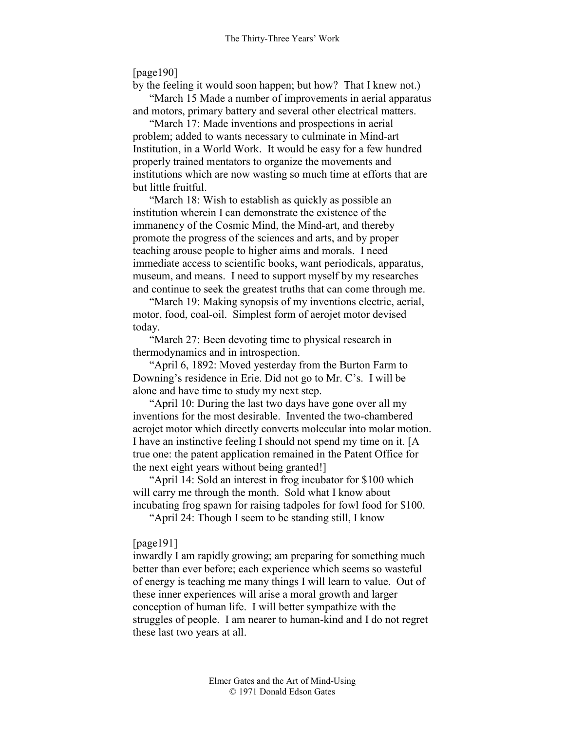[page190]

by the feeling it would soon happen; but how? That I knew not.)

"March 15 Made a number of improvements in aerial apparatus and motors, primary battery and several other electrical matters.

"March 17: Made inventions and prospections in aerial problem; added to wants necessary to culminate in Mind-art Institution, in a World Work. It would be easy for a few hundred properly trained mentators to organize the movements and institutions which are now wasting so much time at efforts that are but little fruitful.

"March 18: Wish to establish as quickly as possible an institution wherein I can demonstrate the existence of the immanency of the Cosmic Mind, the Mind-art, and thereby promote the progress of the sciences and arts, and by proper teaching arouse people to higher aims and morals. I need immediate access to scientific books, want periodicals, apparatus, museum, and means. I need to support myself by my researches and continue to seek the greatest truths that can come through me.

"March 19: Making synopsis of my inventions electric, aerial, motor, food, coal-oil. Simplest form of aerojet motor devised today.

"March 27: Been devoting time to physical research in thermodynamics and in introspection.

"April 6, 1892: Moved yesterday from the Burton Farm to Downing's residence in Erie. Did not go to Mr. C's. I will be alone and have time to study my next step.

"April 10: During the last two days have gone over all my inventions for the most desirable. Invented the two-chambered aerojet motor which directly converts molecular into molar motion. I have an instinctive feeling I should not spend my time on it. [A true one: the patent application remained in the Patent Office for the next eight years without being granted!]

"April 14: Sold an interest in frog incubator for $100 which will carry me through the month. Sold what I know about incubating frog spawn for raising tadpoles for fowl food for $100.

"April 24: Though I seem to be standing still, I know

[page191]

inwardly I am rapidly growing; am preparing for something much better than ever before; each experience which seems so wasteful of energy is teaching me many things I will learn to value. Out of these inner experiences will arise a moral growth and larger conception of human life. I will better sympathize with the struggles of people. I am nearer to human-kind and I do not regret these last two years at all.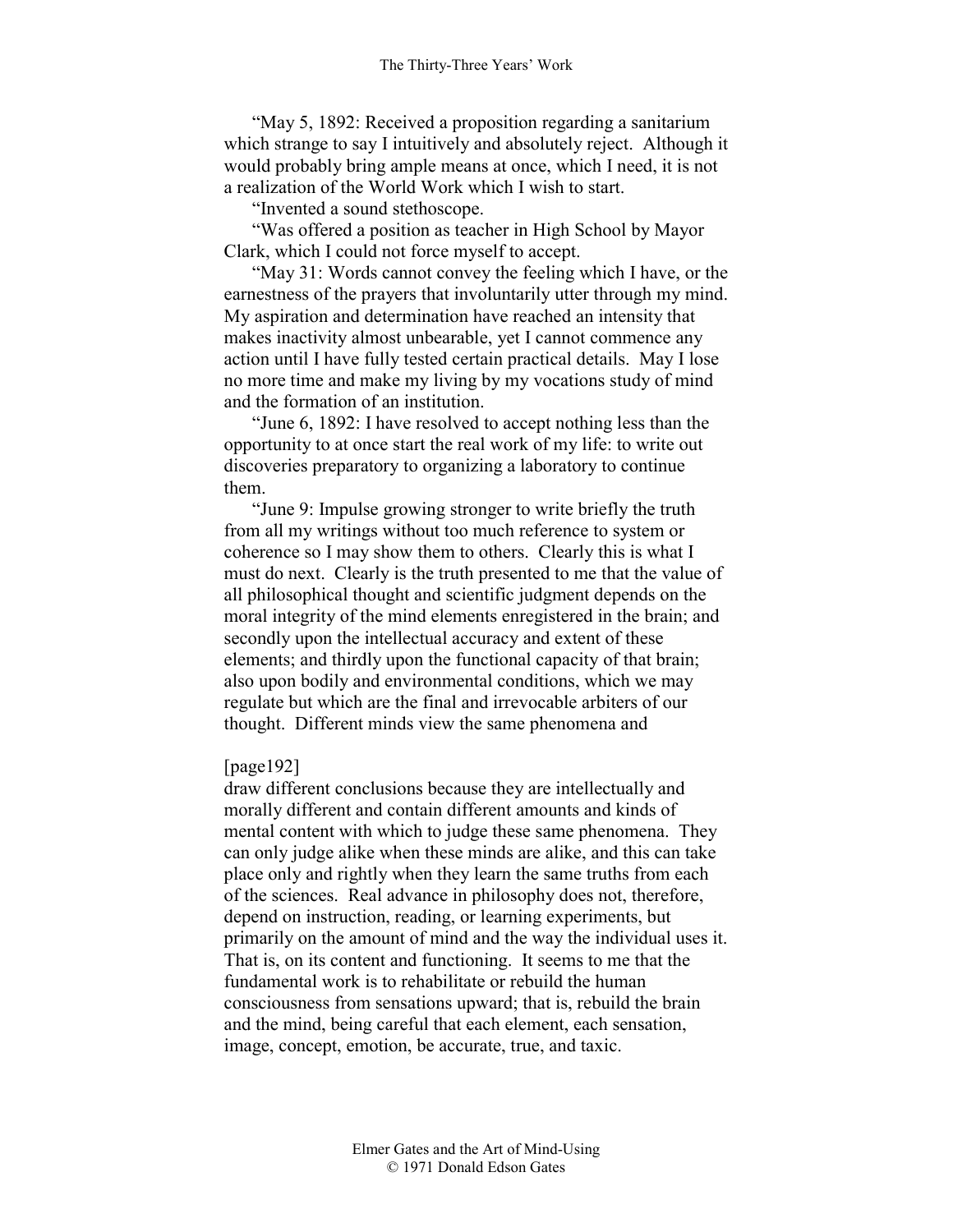"May 5, 1892: Received a proposition regarding a sanitarium which strange to say I intuitively and absolutely reject. Although it would probably bring ample means at once, which I need, it is not a realization of the World Work which I wish to start.

"Invented a sound stethoscope.

"Was offered a position as teacher in High School by Mayor Clark, which I could not force myself to accept.

"May 31: Words cannot convey the feeling which I have, or the earnestness of the prayers that involuntarily utter through my mind. My aspiration and determination have reached an intensity that makes inactivity almost unbearable, yet I cannot commence any action until I have fully tested certain practical details. May I lose no more time and make my living by my vocations study of mind and the formation of an institution.

"June 6, 1892: I have resolved to accept nothing less than the opportunity to at once start the real work of my life: to write out discoveries preparatory to organizing a laboratory to continue them.

"June 9: Impulse growing stronger to write briefly the truth from all my writings without too much reference to system or coherence so I may show them to others. Clearly this is what I must do next. Clearly is the truth presented to me that the value of all philosophical thought and scientific judgment depends on the moral integrity of the mind elements enregistered in the brain; and secondly upon the intellectual accuracy and extent of these elements; and thirdly upon the functional capacity of that brain; also upon bodily and environmental conditions, which we may regulate but which are the final and irrevocable arbiters of our thought. Different minds view the same phenomena and

[page192]

draw different conclusions because they are intellectually and morally different and contain different amounts and kinds of mental content with which to judge these same phenomena. They can only judge alike when these minds are alike, and this can take place only and rightly when they learn the same truths from each of the sciences. Real advance in philosophy does not, therefore, depend on instruction, reading, or learning experiments, but primarily on the amount of mind and the way the individual uses it. That is, on its content and functioning. It seems to me that the fundamental work is to rehabilitate or rebuild the human consciousness from sensations upward; that is, rebuild the brain and the mind, being careful that each element, each sensation, image, concept, emotion, be accurate, true, and taxic.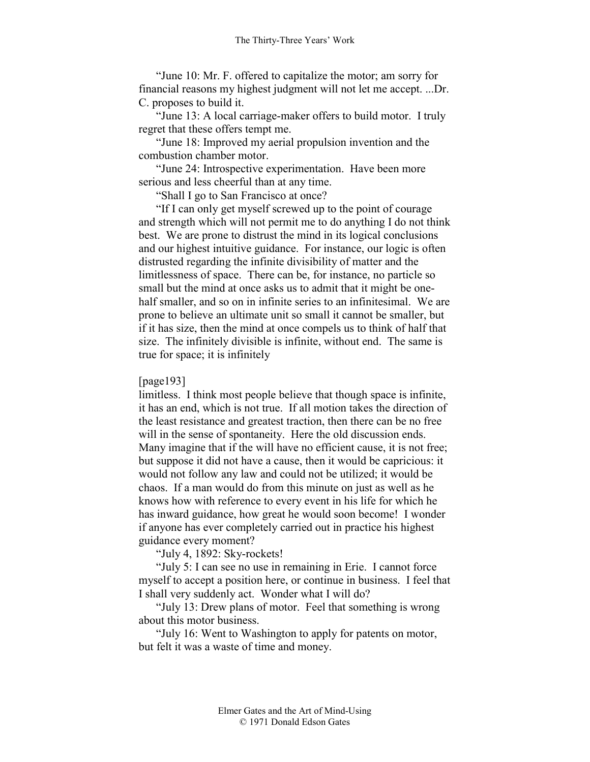"June 10: Mr. F. offered to capitalize the motor; am sorry for financial reasons my highest judgment will not let me accept. ...Dr. C. proposes to build it.

"June 13: A local carriage-maker offers to build motor. I truly regret that these offers tempt me.

"June 18: Improved my aerial propulsion invention and the combustion chamber motor.

"June 24: Introspective experimentation. Have been more serious and less cheerful than at any time.

"Shall I go to San Francisco at once?

"If I can only get myself screwed up to the point of courage and strength which will not permit me to do anything I do not think best. We are prone to distrust the mind in its logical conclusions and our highest intuitive guidance. For instance, our logic is often distrusted regarding the infinite divisibility of matter and the limitlessness of space. There can be, for instance, no particle so small but the mind at once asks us to admit that it might be one-half smaller, and so on in infinite series to an infinitesimal. We are prone to believe an ultimate unit so small it cannot be smaller, but if it has size, then the mind at once compels us to think of half that size. The infinitely divisible is infinite, without end. The same is true for space; it is infinitely

[page193]

limitless. I think most people believe that though space is infinite, it has an end, which is not true. If all motion takes the direction of the least resistance and greatest traction, then there can be no free will in the sense of spontaneity. Here the old discussion ends. Many imagine that if the will have no efficient cause, it is not free; but suppose it did not have a cause, then it would be capricious: it would not follow any law and could not be utilized; it would be chaos. If a man would do from this minute on just as well as he knows how with reference to every event in his life for which he has inward guidance, how great he would soon become! I wonder if anyone has ever completely carried out in practice his highest guidance every moment?

"July 4, 1892: Sky-rockets!

"July 5: I can see no use in remaining in Erie. I cannot force myself to accept a position here, or continue in business. I feel that I shall very suddenly act. Wonder what I will do?

"July 13: Drew plans of motor. Feel that something is wrong about this motor business.

"July 16: Went to Washington to apply for patents on motor, but felt it was a waste of time and money.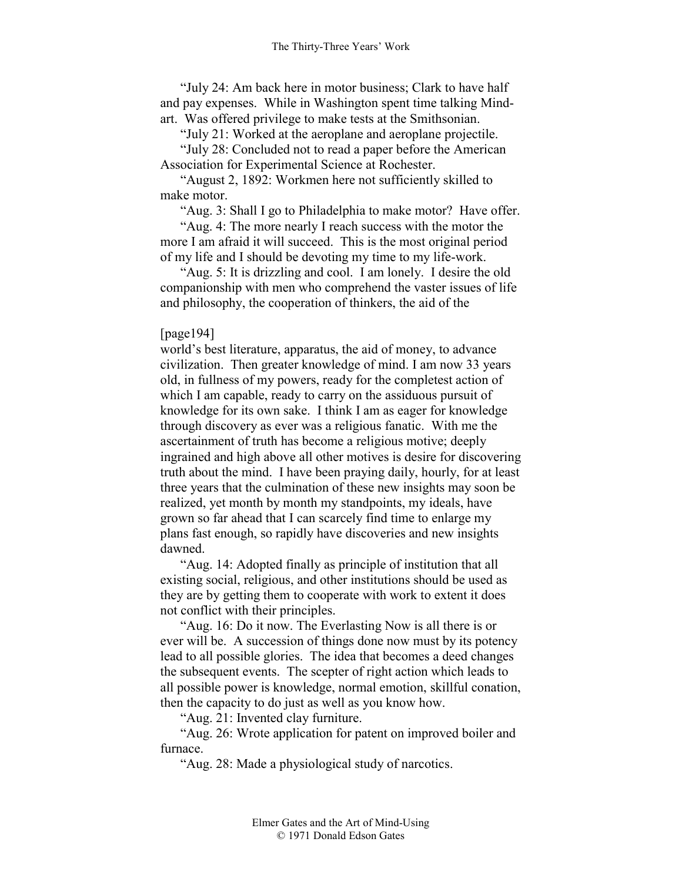"July 24: Am back here in motor business; Clark to have half and pay expenses. While in Washington spent time talking Mind-art. Was offered privilege to make tests at the Smithsonian.

"July 21: Worked at the aeroplane and aeroplane projectile.

"July 28: Concluded not to read a paper before the American Association for Experimental Science at Rochester.

"August 2, 1892: Workmen here not sufficiently skilled to make motor.

"Aug. 3: Shall I go to Philadelphia to make motor? Have offer.

"Aug. 4: The more nearly I reach success with the motor the more I am afraid it will succeed. This is the most original period of my life and I should be devoting my time to my life-work.

"Aug. 5: It is drizzling and cool. I am lonely. I desire the old companionship with men who comprehend the vaster issues of life and philosophy, the cooperation of thinkers, the aid of the

[page194]

world's best literature, apparatus, the aid of money, to advance civilization. Then greater knowledge of mind. I am now 33 years old, in fullness of my powers, ready for the completest action of which I am capable, ready to carry on the assiduous pursuit of knowledge for its own sake. I think I am as eager for knowledge through discovery as ever was a religious fanatic. With me the ascertainment of truth has become a religious motive; deeply ingrained and high above all other motives is desire for discovering truth about the mind. I have been praying daily, hourly, for at least three years that the culmination of these new insights may soon be realized, yet month by month my standpoints, my ideals, have grown so far ahead that I can scarcely find time to enlarge my plans fast enough, so rapidly have discoveries and new insights dawned.

"Aug. 14: Adopted finally as principle of institution that all existing social, religious, and other institutions should be used as they are by getting them to cooperate with work to extent it does not conflict with their principles.

"Aug. 16: Do it now. The Everlasting Now is all there is or ever will be. A succession of things done now must by its potency lead to all possible glories. The idea that becomes a deed changes the subsequent events. The scepter of right action which leads to all possible power is knowledge, normal emotion, skillful conation, then the capacity to do just as well as you know how.

"Aug. 21: Invented clay furniture.

"Aug. 26: Wrote application for patent on improved boiler and furnace.

"Aug. 28: Made a physiological study of narcotics.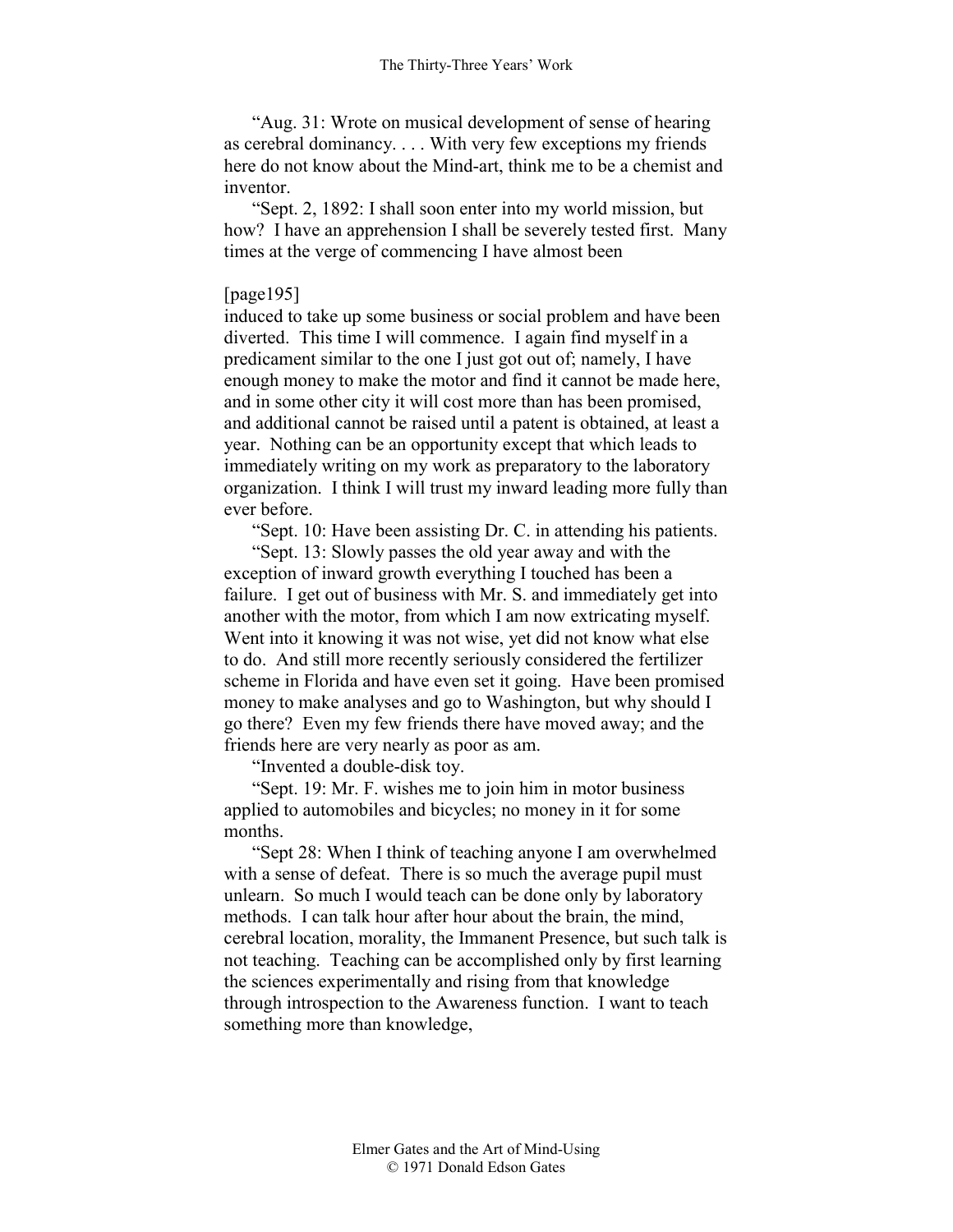"Aug. 31: Wrote on musical development of sense of hearing as cerebral dominancy. . . . With very few exceptions my friends here do not know about the Mind-art, think me to be a chemist and inventor.

"Sept. 2, 1892: I shall soon enter into my world mission, but how? I have an apprehension I shall be severely tested first. Many times at the verge of commencing I have almost been

[page195]

induced to take up some business or social problem and have been diverted. This time I will commence. I again find myself in a predicament similar to the one I just got out of; namely, I have enough money to make the motor and find it cannot be made here, and in some other city it will cost more than has been promised, and additional cannot be raised until a patent is obtained, at least a year. Nothing can be an opportunity except that which leads to immediately writing on my work as preparatory to the laboratory organization. I think I will trust my inward leading more fully than ever before.

"Sept. 10: Have been assisting Dr. C. in attending his patients.

"Sept. 13: Slowly passes the old year away and with the exception of inward growth everything I touched has been a failure. I get out of business with Mr. S. and immediately get into another with the motor, from which I am now extricating myself. Went into it knowing it was not wise, yet did not know what else to do. And still more recently seriously considered the fertilizer scheme in Florida and have even set it going. Have been promised money to make analyses and go to Washington, but why should I go there? Even my few friends there have moved away; and the friends here are very nearly as poor as am.

"Invented a double-disk toy.

"Sept. 19: Mr. F. wishes me to join him in motor business applied to automobiles and bicycles; no money in it for some months.

"Sept 28: When I think of teaching anyone I am overwhelmed with a sense of defeat. There is so much the average pupil must unlearn. So much I would teach can be done only by laboratory methods. I can talk hour after hour about the brain, the mind, cerebral location, morality, the Immanent Presence, but such talk is not teaching. Teaching can be accomplished only by first learning the sciences experimentally and rising from that knowledge through introspection to the Awareness function. I want to teach something more than knowledge,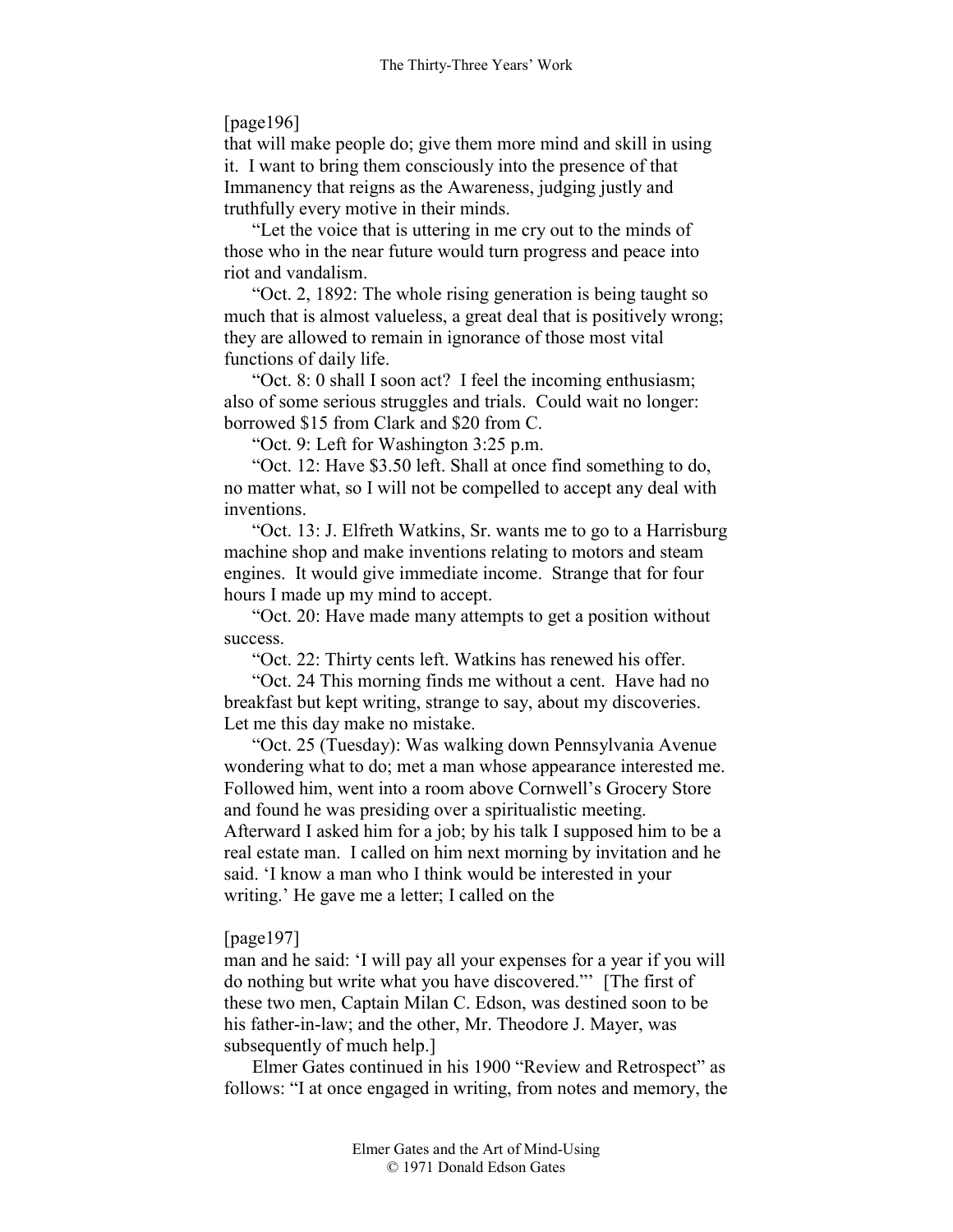[page196]

that will make people do; give them more mind and skill in using it. I want to bring them consciously into the presence of that Immanency that reigns as the Awareness, judging justly and truthfully every motive in their minds.

"Let the voice that is uttering in me cry out to the minds of those who in the near future would turn progress and peace into riot and vandalism.

"Oct. 2, 1892: The whole rising generation is being taught so much that is almost valueless, a great deal that is positively wrong; they are allowed to remain in ignorance of those most vital functions of daily life.

"Oct. 8: 0 shall I soon act? I feel the incoming enthusiasm; also of some serious struggles and trials. Could wait no longer: borrowed $15 from Clark and $20 from C.

"Oct. 9: Left for Washington 3:25 p.m.

"Oct. 12: Have $3.50 left. Shall at once find something to do, no matter what, so I will not be compelled to accept any deal with inventions.

"Oct. 13: J. Elfreth Watkins, Sr. wants me to go to a Harrisburg machine shop and make inventions relating to motors and steam engines. It would give immediate income. Strange that for four hours I made up my mind to accept.

"Oct. 20: Have made many attempts to get a position without success.

"Oct. 22: Thirty cents left. Watkins has renewed his offer.

"Oct. 24 This morning finds me without a cent. Have had no breakfast but kept writing, strange to say, about my discoveries. Let me this day make no mistake.

"Oct. 25 (Tuesday): Was walking down Pennsylvania Avenue wondering what to do; met a man whose appearance interested me. Followed him, went into a room above Cornwell's Grocery Store and found he was presiding over a spiritualistic meeting. Afterward I asked him for a job; by his talk I supposed him to be a real estate man. I called on him next morning by invitation and he said. 'I know a man who I think would be interested in your writing.' He gave me a letter; I called on the

[page197]

man and he said: 'I will pay all your expenses for a year if you will do nothing but write what you have discovered.'" [The first of these two men, Captain Milan C. Edson, was destined soon to be his father-in-law; and the other, Mr. Theodore J. Mayer, was subsequently of much help.]

Elmer Gates continued in his 1900 "Review and Retrospect" as follows: "I at once engaged in writing, from notes and memory, the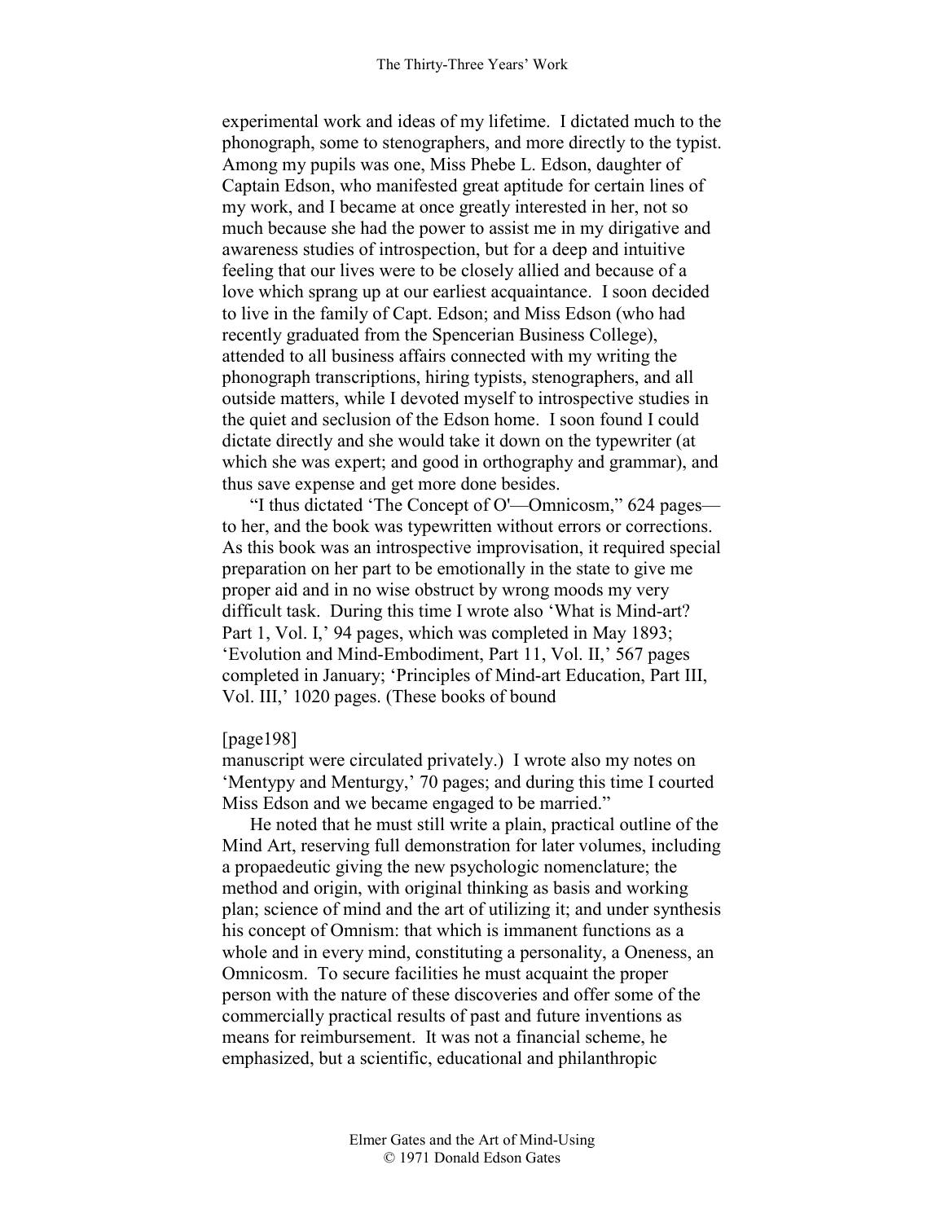experimental work and ideas of my lifetime. I dictated much to the phonograph, some to stenographers, and more directly to the typist. Among my pupils was one, Miss Phebe L. Edson, daughter of Captain Edson, who manifested great aptitude for certain lines of my work, and I became at once greatly interested in her, not so much because she had the power to assist me in my dirigative and awareness studies of introspection, but for a deep and intuitive feeling that our lives were to be closely allied and because of a love which sprang up at our earliest acquaintance. I soon decided to live in the family of Capt. Edson; and Miss Edson (who had recently graduated from the Spencerian Business College), attended to all business affairs connected with my writing the phonograph transcriptions, hiring typists, stenographers, and all outside matters, while I devoted myself to introspective studies in the quiet and seclusion of the Edson home. I soon found I could dictate directly and she would take it down on the typewriter (at which she was expert; and good in orthography and grammar), and thus save expense and get more done besides.

"I thus dictated 'The Concept of O'—Omnicosm," 624 pages—to her, and the book was typewritten without errors or corrections. As this book was an introspective improvisation, it required special preparation on her part to be emotionally in the state to give me proper aid and in no wise obstruct by wrong moods my very difficult task. During this time I wrote also 'What is Mind-art? Part 1, Vol. I,' 94 pages, which was completed in May 1893; 'Evolution and Mind-Embodiment, Part 11, Vol. II,' 567 pages completed in January; 'Principles of Mind-art Education, Part III, Vol. III,' 1020 pages. (These books of bound

[page198]

manuscript were circulated privately.) I wrote also my notes on 'Mentypy and Menturgy,' 70 pages; and during this time I courted Miss Edson and we became engaged to be married."

He noted that he must still write a plain, practical outline of the Mind Art, reserving full demonstration for later volumes, including a propaedeutic giving the new psychologic nomenclature; the method and origin, with original thinking as basis and working plan; science of mind and the art of utilizing it; and under synthesis his concept of Omnism: that which is immanent functions as a whole and in every mind, constituting a personality, a Oneness, an Omnicosm. To secure facilities he must acquaint the proper person with the nature of these discoveries and offer some of the commercially practical results of past and future inventions as means for reimbursement. It was not a financial scheme, he emphasized, but a scientific, educational and philanthropic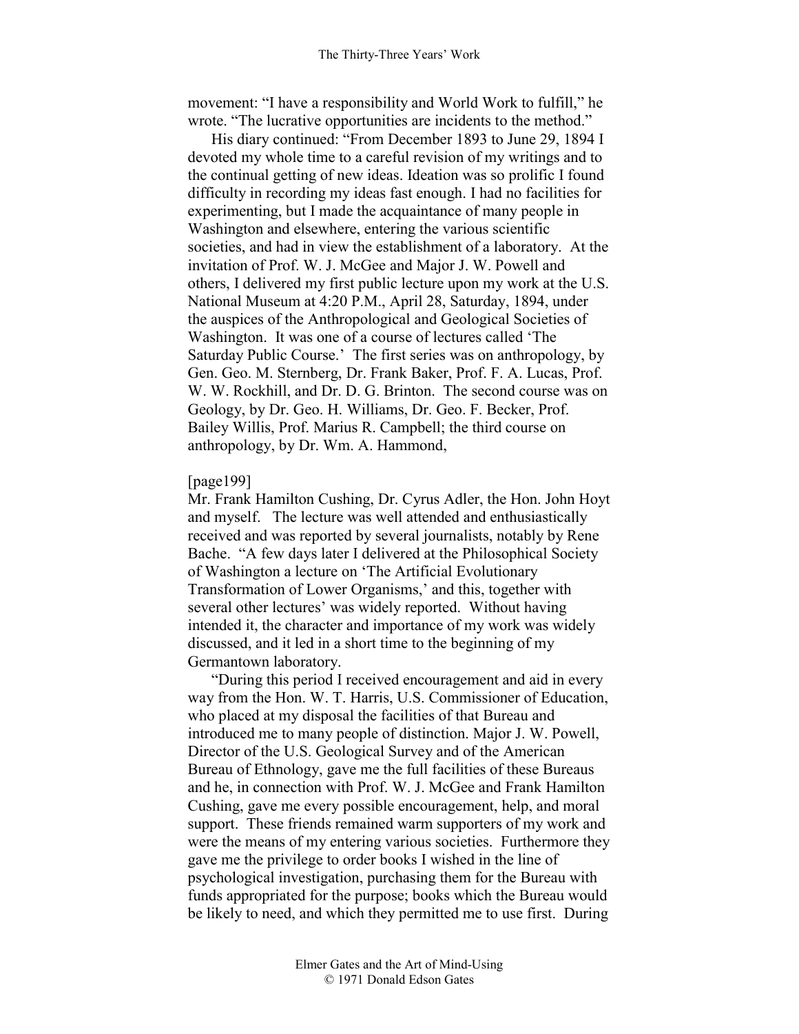movement: "I have a responsibility and World Work to fulfill," he wrote. "The lucrative opportunities are incidents to the method."

His diary continued: "From December 1893 to June 29, 1894 I devoted my whole time to a careful revision of my writings and to the continual getting of new ideas. Ideation was so prolific I found difficulty in recording my ideas fast enough. I had no facilities for experimenting, but I made the acquaintance of many people in Washington and elsewhere, entering the various scientific societies, and had in view the establishment of a laboratory. At the invitation of Prof. W. J. McGee and Major J. W. Powell and others, I delivered my first public lecture upon my work at the U.S. National Museum at 4:20 P.M., April 28, Saturday, 1894, under the auspices of the Anthropological and Geological Societies of Washington. It was one of a course of lectures called 'The Saturday Public Course.' The first series was on anthropology, by Gen. Geo. M. Sternberg, Dr. Frank Baker, Prof. F. A. Lucas, Prof. W. W. Rockhill, and Dr. D. G. Brinton. The second course was on Geology, by Dr. Geo. H. Williams, Dr. Geo. F. Becker, Prof. Bailey Willis, Prof. Marius R. Campbell; the third course on anthropology, by Dr. Wm. A. Hammond,

[page199]

Mr. Frank Hamilton Cushing, Dr. Cyrus Adler, the Hon. John Hoyt and myself. The lecture was well attended and enthusiastically received and was reported by several journalists, notably by Rene Bache. "A few days later I delivered at the Philosophical Society of Washington a lecture on 'The Artificial Evolutionary Transformation of Lower Organisms,' and this, together with several other lectures' was widely reported. Without having intended it, the character and importance of my work was widely discussed, and it led in a short time to the beginning of my Germantown laboratory.

"During this period I received encouragement and aid in every way from the Hon. W. T. Harris, U.S. Commissioner of Education, who placed at my disposal the facilities of that Bureau and introduced me to many people of distinction. Major J. W. Powell, Director of the U.S. Geological Survey and of the American Bureau of Ethnology, gave me the full facilities of these Bureaus and he, in connection with Prof. W. J. McGee and Frank Hamilton Cushing, gave me every possible encouragement, help, and moral support. These friends remained warm supporters of my work and were the means of my entering various societies. Furthermore they gave me the privilege to order books I wished in the line of psychological investigation, purchasing them for the Bureau with funds appropriated for the purpose; books which the Bureau would be likely to need, and which they permitted me to use first. During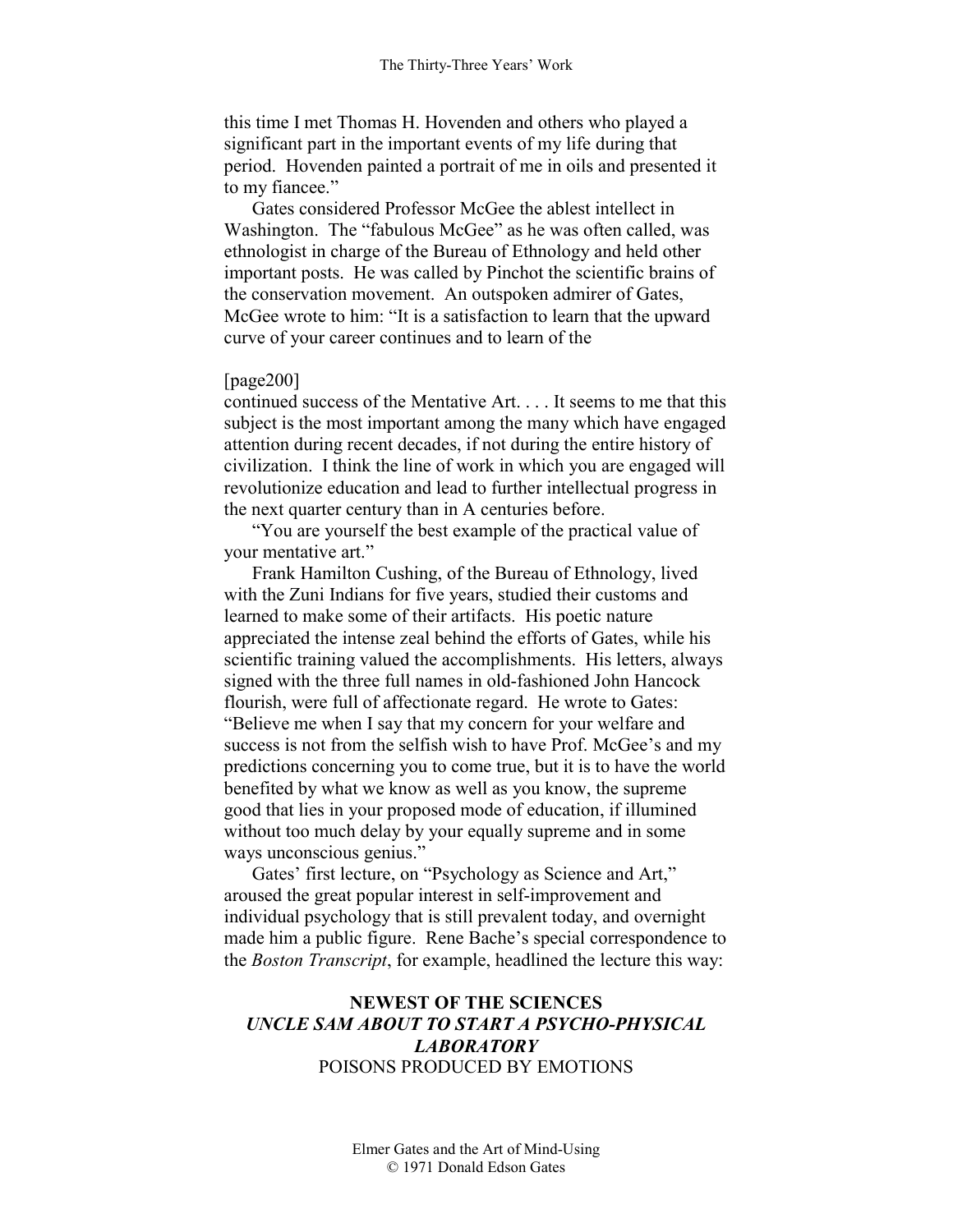this time I met Thomas H. Hovenden and others who played a significant part in the important events of my life during that period. Hovenden painted a portrait of me in oils and presented it to my fiancee."

Gates considered Professor McGee the ablest intellect in Washington. The "fabulous McGee" as he was often called, was ethnologist in charge of the Bureau of Ethnology and held other important posts. He was called by Pinchot the scientific brains of the conservation movement. An outspoken admirer of Gates, McGee wrote to him: "It is a satisfaction to learn that the upward curve of your career continues and to learn of the

[page200]

continued success of the Mentative Art. . . . It seems to me that this subject is the most important among the many which have engaged attention during recent decades, if not during the entire history of civilization. I think the line of work in which you are engaged will revolutionize education and lead to further intellectual progress in the next quarter century than in A centuries before.

"You are yourself the best example of the practical value of your mentative art."

Frank Hamilton Cushing, of the Bureau of Ethnology, lived with the Zuni Indians for five years, studied their customs and learned to make some of their artifacts. His poetic nature appreciated the intense zeal behind the efforts of Gates, while his scientific training valued the accomplishments. His letters, always signed with the three full names in old-fashioned John Hancock flourish, were full of affectionate regard. He wrote to Gates: "Believe me when I say that my concern for your welfare and success is not from the selfish wish to have Prof. McGee's and my predictions concerning you to come true, but it is to have the world benefited by what we know as well as you know, the supreme good that lies in your proposed mode of education, if illumined without too much delay by your equally supreme and in some ways unconscious genius."

Gates' first lecture, on "Psychology as Science and Art," aroused the great popular interest in self-improvement and individual psychology that is still prevalent today, and overnight made him a public figure. Rene Bache's special correspondence to the *Boston Transcript*, for example, headlined the lecture this way:

**NEWEST OF THE SCIENCES**

***UNCLE SAM ABOUT TO START A PSYCHO-PHYSICAL LABORATORY***

POISONS PRODUCED BY EMOTIONS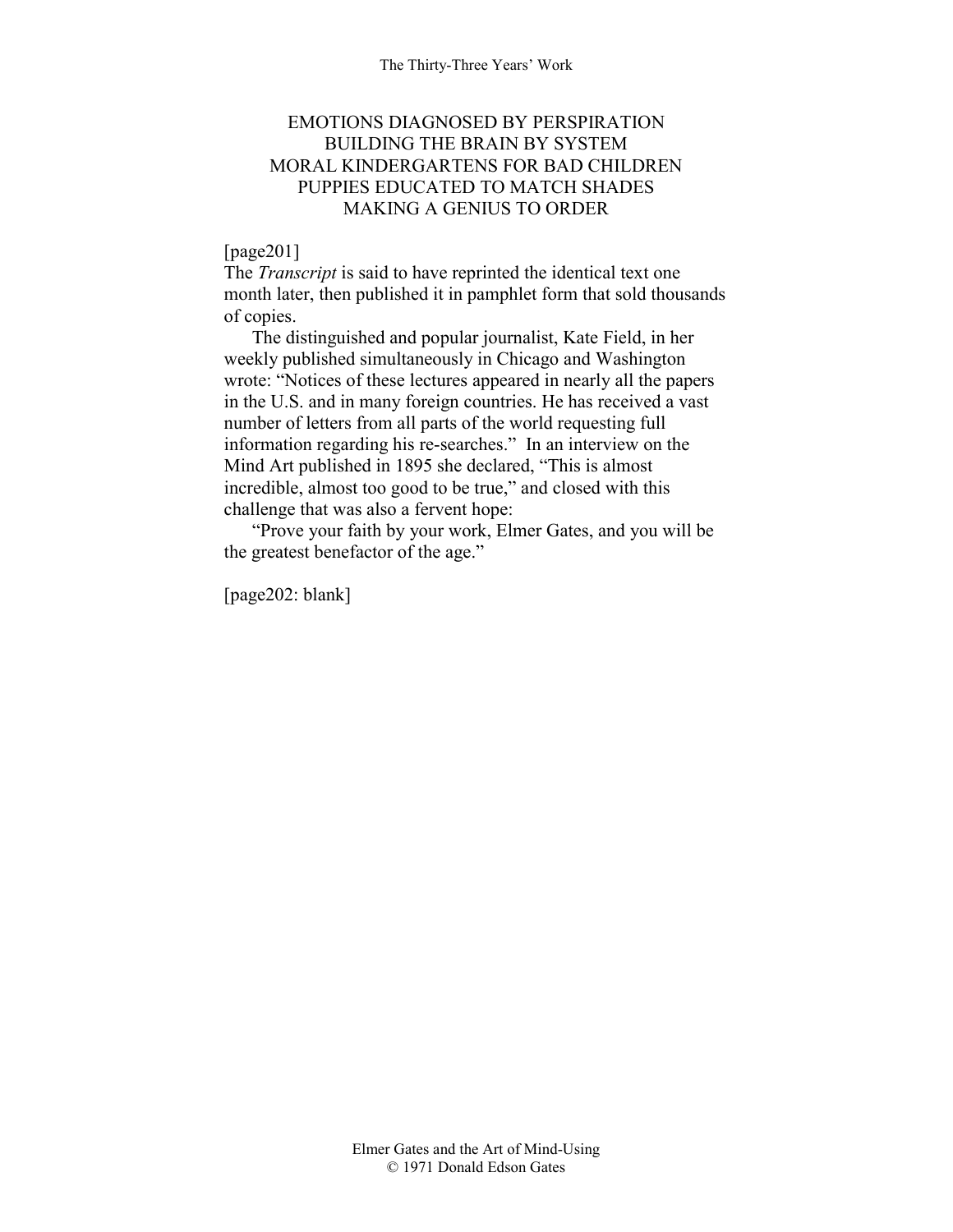EMOTIONS DIAGNOSED BY PERSPIRATION
BUILDING THE BRAIN BY SYSTEM
MORAL KINDERGARTENS FOR BAD CHILDREN
PUPPIES EDUCATED TO MATCH SHADES
MAKING A GENIUS TO ORDER

[page201]

The *Transcript* is said to have reprinted the identical text one month later, then published it in pamphlet form that sold thousands of copies.

The distinguished and popular journalist, Kate Field, in her weekly published simultaneously in Chicago and Washington wrote: "Notices of these lectures appeared in nearly all the papers in the U.S. and in many foreign countries. He has received a vast number of letters from all parts of the world requesting full information regarding his re-searches." In an interview on the Mind Art published in 1895 she declared, "This is almost incredible, almost too good to be true," and closed with this challenge that was also a fervent hope:

"Prove your faith by your work, Elmer Gates, and you will be the greatest benefactor of the age."

[page202: blank]